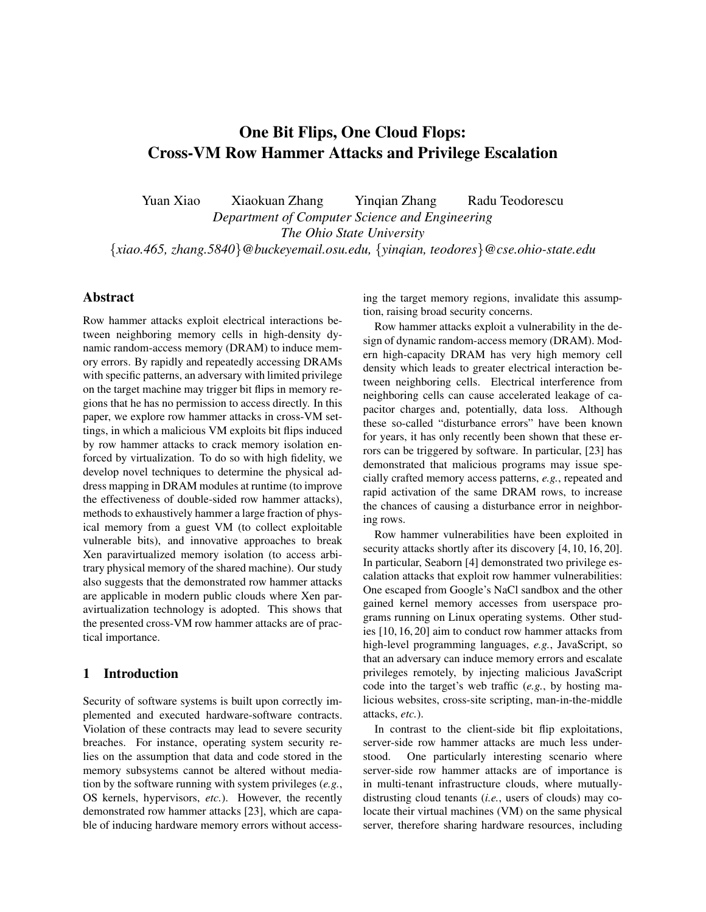# One Bit Flips, One Cloud Flops: Cross-VM Row Hammer Attacks and Privilege Escalation

Yuan Xiao Xiaokuan Zhang Yinqian Zhang Radu Teodorescu

*Department of Computer Science and Engineering*
*The Ohio State University*

{*xiao.465, zhang.5840*}*@buckeyemail.osu.edu*, {*yinqian, teodores*}*@cse.ohio-state.edu*

## Abstract

Row hammer attacks exploit electrical interactions between neighboring memory cells in high-density dynamic random-access memory (DRAM) to induce memory errors. By rapidly and repeatedly accessing DRAMs with specific patterns, an adversary with limited privilege on the target machine may trigger bit flips in memory regions that he has no permission to access directly. In this paper, we explore row hammer attacks in cross-VM settings, in which a malicious VM exploits bit flips induced by row hammer attacks to crack memory isolation enforced by virtualization. To do so with high fidelity, we develop novel techniques to determine the physical address mapping in DRAM modules at runtime (to improve the effectiveness of double-sided row hammer attacks), methods to exhaustively hammer a large fraction of physical memory from a guest VM (to collect exploitable vulnerable bits), and innovative approaches to break Xen paravirtualized memory isolation (to access arbitrary physical memory of the shared machine). Our study also suggests that the demonstrated row hammer attacks are applicable in modern public clouds where Xen paravirtualization technology is adopted. This shows that the presented cross-VM row hammer attacks are of practical importance.

## 1 Introduction

Security of software systems is built upon correctly implemented and executed hardware-software contracts. Violation of these contracts may lead to severe security breaches. For instance, operating system security relies on the assumption that data and code stored in the memory subsystems cannot be altered without mediation by the software running with system privileges (*e.g.*, OS kernels, hypervisors, *etc.*). However, the recently demonstrated row hammer attacks [23], which are capable of inducing hardware memory errors without accessing the target memory regions, invalidate this assumption, raising broad security concerns.

Row hammer attacks exploit a vulnerability in the design of dynamic random-access memory (DRAM). Modern high-capacity DRAM has very high memory cell density which leads to greater electrical interaction between neighboring cells. Electrical interference from neighboring cells can cause accelerated leakage of capacitor charges and, potentially, data loss. Although these so-called "disturbance errors" have been known for years, it has only recently been shown that these errors can be triggered by software. In particular, [23] has demonstrated that malicious programs may issue specially crafted memory access patterns, *e.g.*, repeated and rapid activation of the same DRAM rows, to increase the chances of causing a disturbance error in neighboring rows.

Row hammer vulnerabilities have been exploited in security attacks shortly after its discovery [4, 10, 16, 20]. In particular, Seaborn [4] demonstrated two privilege escalation attacks that exploit row hammer vulnerabilities: One escaped from Google's NaCl sandbox and the other gained kernel memory accesses from userspace programs running on Linux operating systems. Other studies [10, 16, 20] aim to conduct row hammer attacks from high-level programming languages, *e.g.*, JavaScript, so that an adversary can induce memory errors and escalate privileges remotely, by injecting malicious JavaScript code into the target's web traffic (*e.g.*, by hosting malicious websites, cross-site scripting, man-in-the-middle attacks, *etc.*).

In contrast to the client-side bit flip exploitations, server-side row hammer attacks are much less understood. One particularly interesting scenario where server-side row hammer attacks are of importance is in multi-tenant infrastructure clouds, where mutually-distrusting cloud tenants (*i.e.*, users of clouds) may co-locate their virtual machines (VM) on the same physical server, therefore sharing hardware resources, including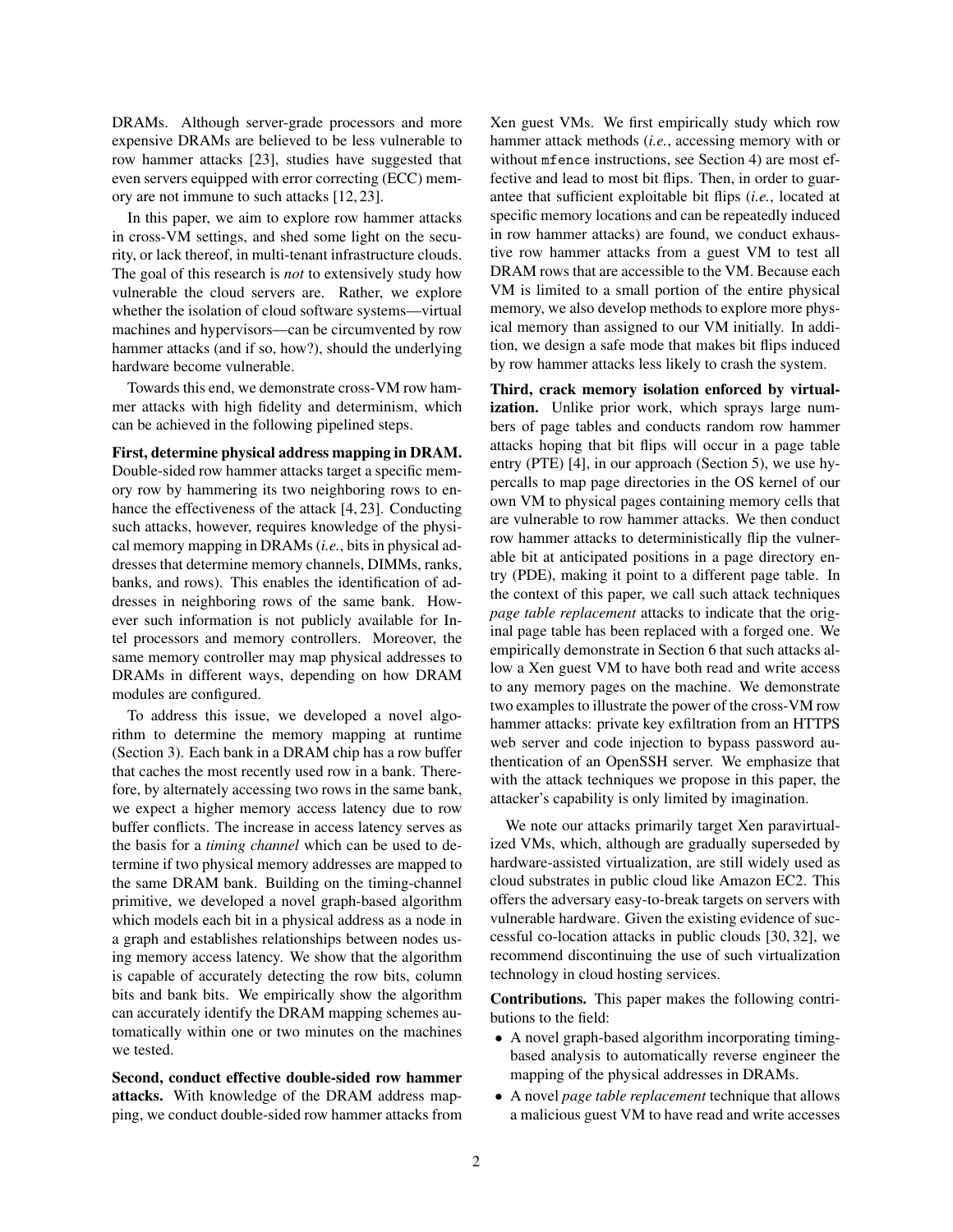DRAMs. Although server-grade processors and more expensive DRAMs are believed to be less vulnerable to row hammer attacks [23], studies have suggested that even servers equipped with error correcting (ECC) memory are not immune to such attacks [12, 23].

In this paper, we aim to explore row hammer attacks in cross-VM settings, and shed some light on the security, or lack thereof, in multi-tenant infrastructure clouds. The goal of this research is *not* to extensively study how vulnerable the cloud servers are. Rather, we explore whether the isolation of cloud software systems—virtual machines and hypervisors—can be circumvented by row hammer attacks (and if so, how?), should the underlying hardware become vulnerable.

Towards this end, we demonstrate cross-VM row hammer attacks with high fidelity and determinism, which can be achieved in the following pipelined steps.

**First, determine physical address mapping in DRAM.** Double-sided row hammer attacks target a specific memory row by hammering its two neighboring rows to enhance the effectiveness of the attack [4, 23]. Conducting such attacks, however, requires knowledge of the physical memory mapping in DRAMs (*i.e.*, bits in physical addresses that determine memory channels, DIMMs, ranks, banks, and rows). This enables the identification of addresses in neighboring rows of the same bank. However such information is not publicly available for Intel processors and memory controllers. Moreover, the same memory controller may map physical addresses to DRAMs in different ways, depending on how DRAM modules are configured.

To address this issue, we developed a novel algorithm to determine the memory mapping at runtime (Section 3). Each bank in a DRAM chip has a row buffer that caches the most recently used row in a bank. Therefore, by alternately accessing two rows in the same bank, we expect a higher memory access latency due to row buffer conflicts. The increase in access latency serves as the basis for a *timing channel* which can be used to determine if two physical memory addresses are mapped to the same DRAM bank. Building on the timing-channel primitive, we developed a novel graph-based algorithm which models each bit in a physical address as a node in a graph and establishes relationships between nodes using memory access latency. We show that the algorithm is capable of accurately detecting the row bits, column bits and bank bits. We empirically show the algorithm can accurately identify the DRAM mapping schemes automatically within one or two minutes on the machines we tested.

**Second, conduct effective double-sided row hammer attacks.** With knowledge of the DRAM address mapping, we conduct double-sided row hammer attacks from Xen guest VMs. We first empirically study which row hammer attack methods (*i.e.*, accessing memory with or without `mfence` instructions, see Section 4) are most effective and lead to most bit flips. Then, in order to guarantee that sufficient exploitable bit flips (*i.e.*, located at specific memory locations and can be repeatedly induced in row hammer attacks) are found, we conduct exhaustive row hammer attacks from a guest VM to test all DRAM rows that are accessible to the VM. Because each VM is limited to a small portion of the entire physical memory, we also develop methods to explore more physical memory than assigned to our VM initially. In addition, we design a safe mode that makes bit flips induced by row hammer attacks less likely to crash the system.

**Third, crack memory isolation enforced by virtualization.** Unlike prior work, which sprays large numbers of page tables and conducts random row hammer attacks hoping that bit flips will occur in a page table entry (PTE) [4], in our approach (Section 5), we use hypercalls to map page directories in the OS kernel of our own VM to physical pages containing memory cells that are vulnerable to row hammer attacks. We then conduct row hammer attacks to deterministically flip the vulnerable bit at anticipated positions in a page directory entry (PDE), making it point to a different page table. In the context of this paper, we call such attack techniques *page table replacement* attacks to indicate that the original page table has been replaced with a forged one. We empirically demonstrate in Section 6 that such attacks allow a Xen guest VM to have both read and write access to any memory pages on the machine. We demonstrate two examples to illustrate the power of the cross-VM row hammer attacks: private key exfiltration from an HTTPS web server and code injection to bypass password authentication of an OpenSSH server. We emphasize that with the attack techniques we propose in this paper, the attacker's capability is only limited by imagination.

We note our attacks primarily target Xen paravirtualized VMs, which, although are gradually superseded by hardware-assisted virtualization, are still widely used as cloud substrates in public cloud like Amazon EC2. This offers the adversary easy-to-break targets on servers with vulnerable hardware. Given the existing evidence of successful co-location attacks in public clouds [30, 32], we recommend discontinuing the use of such virtualization technology in cloud hosting services.

**Contributions.** This paper makes the following contributions to the field:

- A novel graph-based algorithm incorporating timing-based analysis to automatically reverse engineer the mapping of the physical addresses in DRAMs.
- A novel *page table replacement* technique that allows a malicious guest VM to have read and write accesses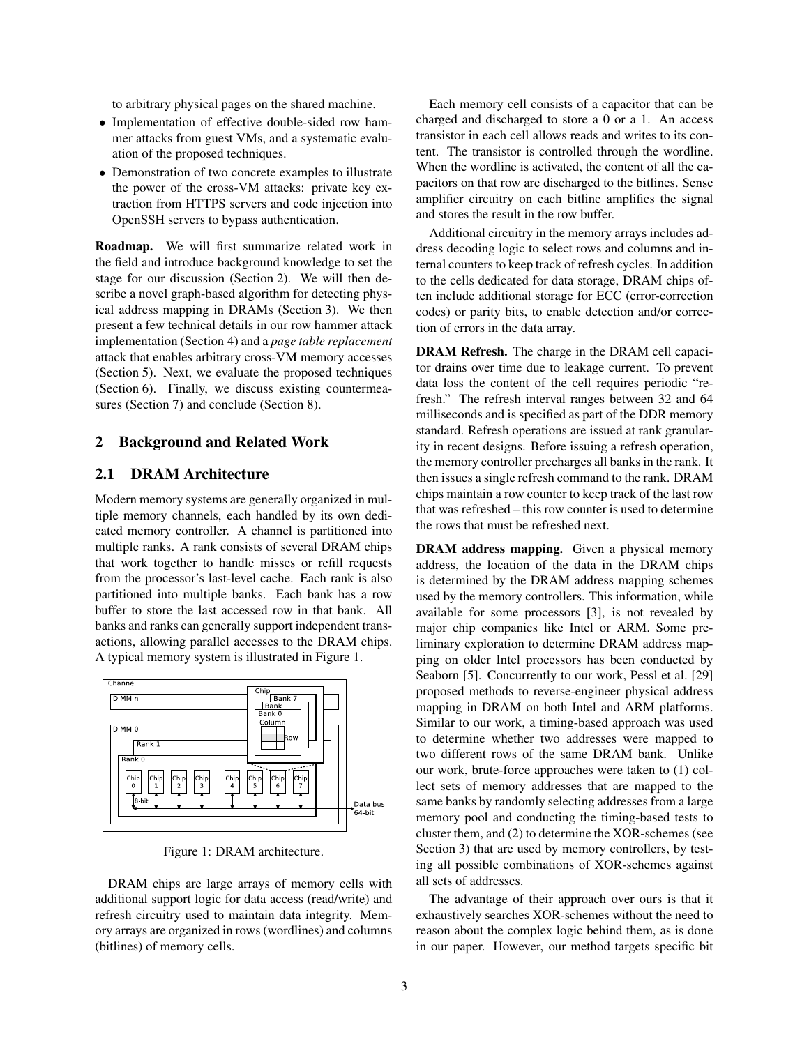to arbitrary physical pages on the shared machine.

- Implementation of effective double-sided row hammer attacks from guest VMs, and a systematic evaluation of the proposed techniques.
- Demonstration of two concrete examples to illustrate the power of the cross-VM attacks: private key extraction from HTTPS servers and code injection into OpenSSH servers to bypass authentication.

**Roadmap.** We will first summarize related work in the field and introduce background knowledge to set the stage for our discussion (Section 2). We will then describe a novel graph-based algorithm for detecting physical address mapping in DRAMs (Section 3). We then present a few technical details in our row hammer attack implementation (Section 4) and a *page table replacement* attack that enables arbitrary cross-VM memory accesses (Section 5). Next, we evaluate the proposed techniques (Section 6). Finally, we discuss existing countermeasures (Section 7) and conclude (Section 8).

## 2 Background and Related Work

### 2.1 DRAM Architecture

Modern memory systems are generally organized in multiple memory channels, each handled by its own dedicated memory controller. A channel is partitioned into multiple ranks. A rank consists of several DRAM chips that work together to handle misses or refill requests from the processor's last-level cache. Each rank is also partitioned into multiple banks. Each bank has a row buffer to store the last accessed row in that bank. All banks and ranks can generally support independent transactions, allowing parallel accesses to the DRAM chips. A typical memory system is illustrated in Figure 1.

Figure 1: DRAM architecture.

DRAM chips are large arrays of memory cells with additional support logic for data access (read/write) and refresh circuitry used to maintain data integrity. Memory arrays are organized in rows (wordlines) and columns (bitlines) of memory cells.

Each memory cell consists of a capacitor that can be charged and discharged to store a 0 or a 1. An access transistor in each cell allows reads and writes to its content. The transistor is controlled through the wordline. When the wordline is activated, the content of all the capacitors on that row are discharged to the bitlines. Sense amplifier circuitry on each bitline amplifies the signal and stores the result in the row buffer.

Additional circuitry in the memory arrays includes address decoding logic to select rows and columns and internal counters to keep track of refresh cycles. In addition to the cells dedicated for data storage, DRAM chips often include additional storage for ECC (error-correction codes) or parity bits, to enable detection and/or correction of errors in the data array.

**DRAM Refresh.** The charge in the DRAM cell capacitor drains over time due to leakage current. To prevent data loss the content of the cell requires periodic "refresh." The refresh interval ranges between 32 and 64 milliseconds and is specified as part of the DDR memory standard. Refresh operations are issued at rank granularity in recent designs. Before issuing a refresh operation, the memory controller precharges all banks in the rank. It then issues a single refresh command to the rank. DRAM chips maintain a row counter to keep track of the last row that was refreshed – this row counter is used to determine the rows that must be refreshed next.

**DRAM address mapping.** Given a physical memory address, the location of the data in the DRAM chips is determined by the DRAM address mapping schemes used by the memory controllers. This information, while available for some processors [3], is not revealed by major chip companies like Intel or ARM. Some preliminary exploration to determine DRAM address mapping on older Intel processors has been conducted by Seaborn [5]. Concurrently to our work, Pessl et al. [29] proposed methods to reverse-engineer physical address mapping in DRAM on both Intel and ARM platforms. Similar to our work, a timing-based approach was used to determine whether two addresses were mapped to two different rows of the same DRAM bank. Unlike our work, brute-force approaches were taken to (1) collect sets of memory addresses that are mapped to the same banks by randomly selecting addresses from a large memory pool and conducting the timing-based tests to cluster them, and (2) to determine the XOR-schemes (see Section 3) that are used by memory controllers, by testing all possible combinations of XOR-schemes against all sets of addresses.

The advantage of their approach over ours is that it exhaustively searches XOR-schemes without the need to reason about the complex logic behind them, as is done in our paper. However, our method targets specific bit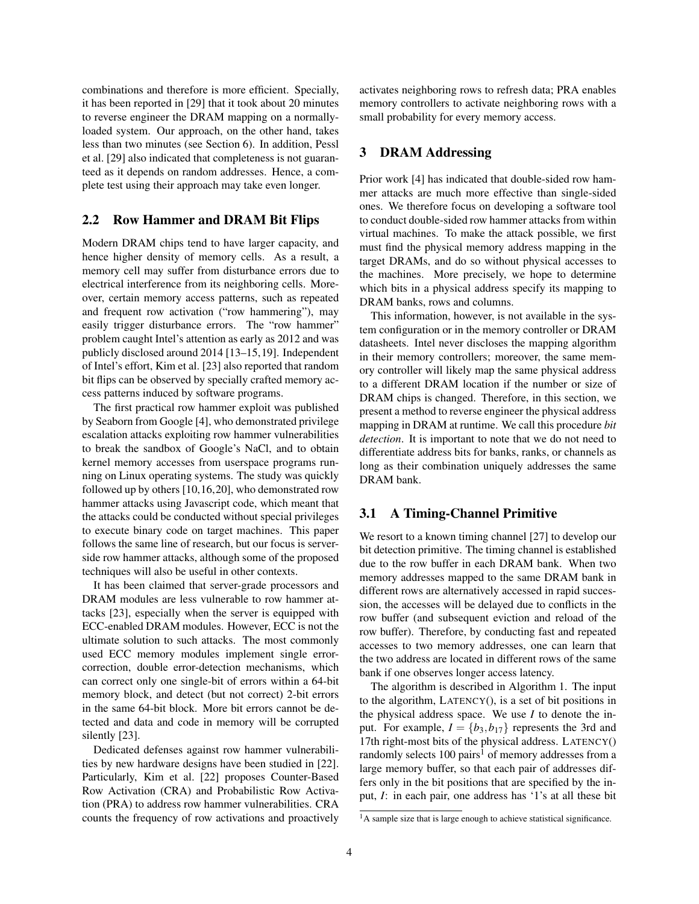combinations and therefore is more efficient. Specially, it has been reported in [29] that it took about 20 minutes to reverse engineer the DRAM mapping on a normally-loaded system. Our approach, on the other hand, takes less than two minutes (see Section 6). In addition, Pessl et al. [29] also indicated that completeness is not guaranteed as it depends on random addresses. Hence, a complete test using their approach may take even longer.

## 2.2 Row Hammer and DRAM Bit Flips

Modern DRAM chips tend to have larger capacity, and hence higher density of memory cells. As a result, a memory cell may suffer from disturbance errors due to electrical interference from its neighboring cells. Moreover, certain memory access patterns, such as repeated and frequent row activation ("row hammering"), may easily trigger disturbance errors. The "row hammer" problem caught Intel's attention as early as 2012 and was publicly disclosed around 2014 [13–15,19]. Independent of Intel's effort, Kim et al. [23] also reported that random bit flips can be observed by specially crafted memory access patterns induced by software programs.

The first practical row hammer exploit was published by Seaborn from Google [4], who demonstrated privilege escalation attacks exploiting row hammer vulnerabilities to break the sandbox of Google's NaCl, and to obtain kernel memory accesses from userspace programs running on Linux operating systems. The study was quickly followed up by others [10,16,20], who demonstrated row hammer attacks using Javascript code, which meant that the attacks could be conducted without special privileges to execute binary code on target machines. This paper follows the same line of research, but our focus is server-side row hammer attacks, although some of the proposed techniques will also be useful in other contexts.

It has been claimed that server-grade processors and DRAM modules are less vulnerable to row hammer attacks [23], especially when the server is equipped with ECC-enabled DRAM modules. However, ECC is not the ultimate solution to such attacks. The most commonly used ECC memory modules implement single error-correction, double error-detection mechanisms, which can correct only one single-bit of errors within a 64-bit memory block, and detect (but not correct) 2-bit errors in the same 64-bit block. More bit errors cannot be detected and data and code in memory will be corrupted silently [23].

Dedicated defenses against row hammer vulnerabilities by new hardware designs have been studied in [22]. Particularly, Kim et al. [22] proposes Counter-Based Row Activation (CRA) and Probabilistic Row Activation (PRA) to address row hammer vulnerabilities. CRA counts the frequency of row activations and proactively activates neighboring rows to refresh data; PRA enables memory controllers to activate neighboring rows with a small probability for every memory access.

# 3 DRAM Addressing

Prior work [4] has indicated that double-sided row hammer attacks are much more effective than single-sided ones. We therefore focus on developing a software tool to conduct double-sided row hammer attacks from within virtual machines. To make the attack possible, we first must find the physical memory address mapping in the target DRAMs, and do so without physical accesses to the machines. More precisely, we hope to determine which bits in a physical address specify its mapping to DRAM banks, rows and columns.

This information, however, is not available in the system configuration or in the memory controller or DRAM datasheets. Intel never discloses the mapping algorithm in their memory controllers; moreover, the same memory controller will likely map the same physical address to a different DRAM location if the number or size of DRAM chips is changed. Therefore, in this section, we present a method to reverse engineer the physical address mapping in DRAM at runtime. We call this procedure *bit detection*. It is important to note that we do not need to differentiate address bits for banks, ranks, or channels as long as their combination uniquely addresses the same DRAM bank.

## 3.1 A Timing-Channel Primitive

We resort to a known timing channel [27] to develop our bit detection primitive. The timing channel is established due to the row buffer in each DRAM bank. When two memory addresses mapped to the same DRAM bank in different rows are alternatively accessed in rapid succession, the accesses will be delayed due to conflicts in the row buffer (and subsequent eviction and reload of the row buffer). Therefore, by conducting fast and repeated accesses to two memory addresses, one can learn that the two address are located in different rows of the same bank if one observes longer access latency.

The algorithm is described in Algorithm 1. The input to the algorithm, LATENCY(), is a set of bit positions in the physical address space. We use $I$ to denote the input. For example, $I = \{b_3, b_{17}\}$ represents the 3rd and 17th right-most bits of the physical address. LATENCY() randomly selects 100 pairs[1] of memory addresses from a large memory buffer, so that each pair of addresses differs only in the bit positions that are specified by the input, $I$: in each pair, one address has '1's at all these bit

[1] A sample size that is large enough to achieve statistical significance.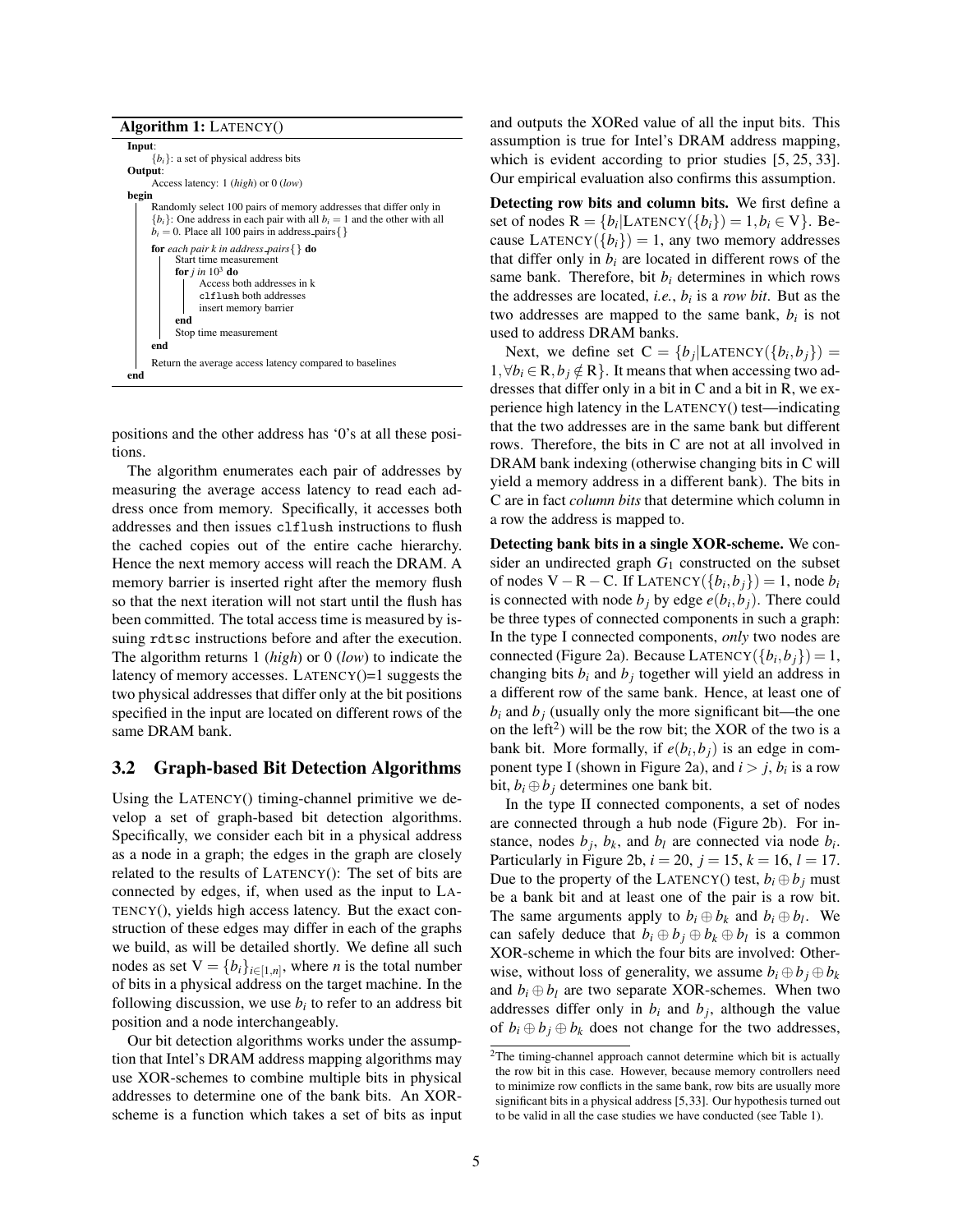**Algorithm 1:** LATENCY()

```
Input:
    {b_i}: a set of physical address bits
Output:
    Access latency: 1 (high) or 0 (low)
begin
    Randomly select 100 pairs of memory addresses that differ only in
    {b_i}: One address in each pair with all b_i = 1 and the other with all
    b_i = 0. Place all 100 pairs in address_pairs{}
    for each pair k in address_pairs{} do
        Start time measurement
        for j in 10^3 do
            Access both addresses in k
            clflush both addresses
            insert memory barrier
        end
        Stop time measurement
    end
    Return the average access latency compared to baselines
end
```

positions and the other address has '0's at all these positions.

The algorithm enumerates each pair of addresses by measuring the average access latency to read each address once from memory. Specifically, it accesses both addresses and then issues `clflush` instructions to flush the cached copies out of the entire cache hierarchy. Hence the next memory access will reach the DRAM. A memory barrier is inserted right after the memory flush so that the next iteration will not start until the flush has been committed. The total access time is measured by issuing `rdtsc` instructions before and after the execution. The algorithm returns 1 (*high*) or 0 (*low*) to indicate the latency of memory accesses. LATENCY()=1 suggests the two physical addresses that differ only at the bit positions specified in the input are located on different rows of the same DRAM bank.

## 3.2 Graph-based Bit Detection Algorithms

Using the LATENCY() timing-channel primitive we develop a set of graph-based bit detection algorithms. Specifically, we consider each bit in a physical address as a node in a graph; the edges in the graph are closely related to the results of LATENCY(): The set of bits are connected by edges, if, when used as the input to LATENCY(), yields high access latency. But the exact construction of these edges may differ in each of the graphs we build, as will be detailed shortly. We define all such nodes as set $\mathrm{V} = \{b_i\}_{i\in[1,n]}$, where $n$ is the total number of bits in a physical address on the target machine. In the following discussion, we use $b_i$ to refer to an address bit position and a node interchangeably.

Our bit detection algorithms works under the assumption that Intel's DRAM address mapping algorithms may use XOR-schemes to combine multiple bits in physical addresses to determine one of the bank bits. An XOR-scheme is a function which takes a set of bits as input and outputs the XORed value of all the input bits. This assumption is true for Intel's DRAM address mapping, which is evident according to prior studies [5, 25, 33]. Our empirical evaluation also confirms this assumption.

**Detecting row bits and column bits.** We first define a set of nodes $\mathrm{R} = \{b_i | \text{LATENCY}(\{b_i\}) = 1, b_i \in \mathrm{V}\}$. Because $\text{LATENCY}(\{b_i\}) = 1$, any two memory addresses that differ only in $b_i$ are located in different rows of the same bank. Therefore, bit $b_i$ determines in which rows the addresses are located, *i.e.*, $b_i$ is a *row bit*. But as the two addresses are mapped to the same bank, $b_i$ is not used to address DRAM banks.

Next, we define set $\mathrm{C} = \{b_j | \text{LATENCY}(\{b_i, b_j\}) = 1, \forall b_i \in \mathrm{R}, b_j \notin \mathrm{R}\}$. It means that when accessing two addresses that differ only in a bit in C and a bit in R, we experience high latency in the LATENCY() test—indicating that the two addresses are in the same bank but different rows. Therefore, the bits in C are not at all involved in DRAM bank indexing (otherwise changing bits in C will yield a memory address in a different bank). The bits in C are in fact *column bits* that determine which column in a row the address is mapped to.

**Detecting bank bits in a single XOR-scheme.** We consider an undirected graph $G_1$ constructed on the subset of nodes $\mathrm{V} - \mathrm{R} - \mathrm{C}$. If $\text{LATENCY}(\{b_i, b_j\}) = 1$, node $b_i$ is connected with node $b_j$ by edge $e(b_i, b_j)$. There could be three types of connected components in such a graph: In the type I connected components, *only* two nodes are connected (Figure 2a). Because $\text{LATENCY}(\{b_i, b_j\}) = 1$, changing bits $b_i$ and $b_j$ together will yield an address in a different row of the same bank. Hence, at least one of $b_i$ and $b_j$ (usually only the more significant bit—the one on the left[2]) will be the row bit; the XOR of the two is a bank bit. More formally, if $e(b_i, b_j)$ is an edge in component type I (shown in Figure 2a), and $i > j$, $b_i$ is a row bit, $b_i \oplus b_j$ determines one bank bit.

In the type II connected components, a set of nodes are connected through a hub node (Figure 2b). For instance, nodes $b_j$, $b_k$, and $b_l$ are connected via node $b_i$. Particularly in Figure 2b, $i = 20$, $j = 15$, $k = 16$, $l = 17$. Due to the property of the LATENCY() test, $b_i \oplus b_j$ must be a bank bit and at least one of the pair is a row bit. The same arguments apply to $b_i \oplus b_k$ and $b_i \oplus b_l$. We can safely deduce that $b_i \oplus b_j \oplus b_k \oplus b_l$ is a common XOR-scheme in which the four bits are involved: Otherwise, without loss of generality, we assume $b_i \oplus b_j \oplus b_k$ and $b_i \oplus b_l$ are two separate XOR-schemes. When two addresses differ only in $b_i$ and $b_j$, although the value of $b_i \oplus b_j \oplus b_k$ does not change for the two addresses,

[2] The timing-channel approach cannot determine which bit is actually the row bit in this case. However, because memory controllers need to minimize row conflicts in the same bank, row bits are usually more significant bits in a physical address [5,33]. Our hypothesis turned out to be valid in all the case studies we have conducted (see Table 1).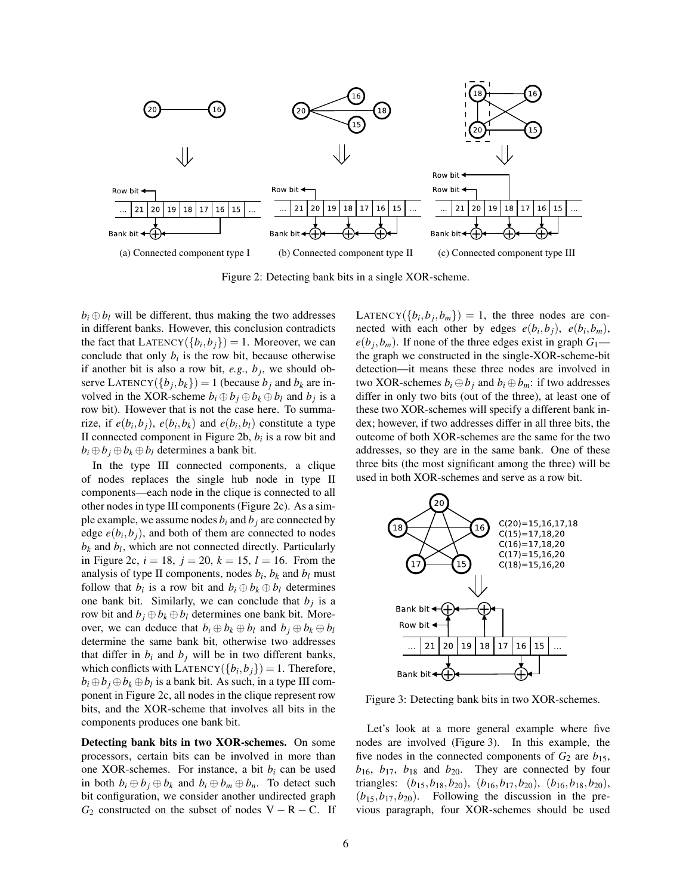(a) Connected component type I

(b) Connected component type II

(c) Connected component type III

Figure 2: Detecting bank bits in a single XOR-scheme.

$b_i \oplus b_l$ will be different, thus making the two addresses in different banks. However, this conclusion contradicts the fact that $\text{LATENCY}(\{b_i, b_j\}) = 1$. Moreover, we can conclude that only $b_i$ is the row bit, because otherwise if another bit is also a row bit, *e.g.*, $b_j$, we should observe $\text{LATENCY}(\{b_j, b_k\}) = 1$ (because $b_j$ and $b_k$ are involved in the XOR-scheme $b_i \oplus b_j \oplus b_k \oplus b_l$ and $b_j$ is a row bit). However that is not the case here. To summarize, if $e(b_i, b_j)$, $e(b_i, b_k)$ and $e(b_i, b_l)$ constitute a type II connected component in Figure 2b, $b_i$ is a row bit and $b_i \oplus b_j \oplus b_k \oplus b_l$ determines a bank bit.

In the type III connected components, a clique of nodes replaces the single hub node in type II components—each node in the clique is connected to all other nodes in type III components (Figure 2c). As a simple example, we assume nodes $b_i$ and $b_j$ are connected by edge $e(b_i, b_j)$, and both of them are connected to nodes $b_k$ and $b_l$, which are not connected directly. Particularly in Figure 2c, $i = 18$, $j = 20$, $k = 15$, $l = 16$. From the analysis of type II components, nodes $b_i$, $b_k$ and $b_l$ must follow that $b_i$ is a row bit and $b_i \oplus b_k \oplus b_l$ determines one bank bit. Similarly, we can conclude that $b_j$ is a row bit and $b_j \oplus b_k \oplus b_l$ determines one bank bit. Moreover, we can deduce that $b_i \oplus b_k \oplus b_l$ and $b_j \oplus b_k \oplus b_l$ determine the same bank bit, otherwise two addresses that differ in $b_i$ and $b_j$ will be in two different banks, which conflicts with $\text{LATENCY}(\{b_i, b_j\}) = 1$. Therefore, $b_i \oplus b_j \oplus b_k \oplus b_l$ is a bank bit. As such, in a type III component in Figure 2c, all nodes in the clique represent row bits, and the XOR-scheme that involves all bits in the components produces one bank bit.

**Detecting bank bits in two XOR-schemes.** On some processors, certain bits can be involved in more than one XOR-schemes. For instance, a bit $b_i$ can be used in both $b_i \oplus b_j \oplus b_k$ and $b_i \oplus b_m \oplus b_n$. To detect such bit configuration, we consider another undirected graph $G_2$ constructed on the subset of nodes $\text{V} - \text{R} - \text{C}$. If $\text{LATENCY}(\{b_i, b_j, b_m\}) = 1$, the three nodes are connected with each other by edges $e(b_i, b_j)$, $e(b_i, b_m)$, $e(b_j, b_m)$. If none of the three edges exist in graph $G_1$—the graph we constructed in the single-XOR-scheme-bit detection—it means these three nodes are involved in two XOR-schemes $b_i \oplus b_j$ and $b_i \oplus b_m$: if two addresses differ in only two bits (out of the three), at least one of these two XOR-schemes will specify a different bank index; however, if two addresses differ in all three bits, the outcome of both XOR-schemes are the same for the two addresses, so they are in the same bank. One of these three bits (the most significant among the three) will be used in both XOR-schemes and serve as a row bit.

Figure 3: Detecting bank bits in two XOR-schemes.

Let's look at a more general example where five nodes are involved (Figure 3). In this example, the five nodes in the connected components of $G_2$ are $b_{15}$, $b_{16}$, $b_{17}$, $b_{18}$ and $b_{20}$. They are connected by four triangles: $(b_{15}, b_{18}, b_{20})$, $(b_{16}, b_{17}, b_{20})$, $(b_{16}, b_{18}, b_{20})$, $(b_{15}, b_{17}, b_{20})$. Following the discussion in the previous paragraph, four XOR-schemes should be used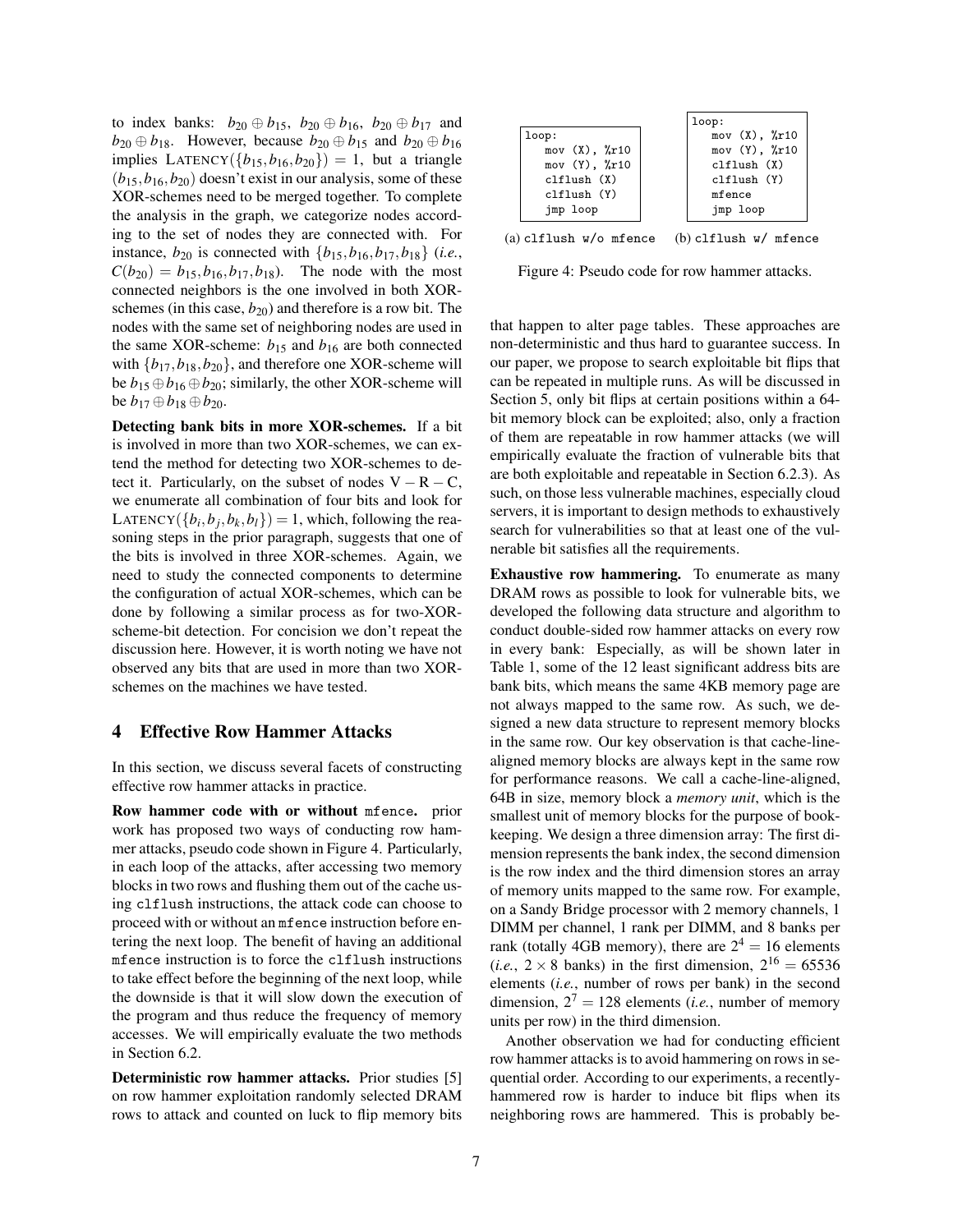to index banks: $b_{20} \oplus b_{15}$, $b_{20} \oplus b_{16}$, $b_{20} \oplus b_{17}$ and $b_{20} \oplus b_{18}$. However, because $b_{20} \oplus b_{15}$ and $b_{20} \oplus b_{16}$ implies LATENCY($\{b_{15}, b_{16}, b_{20}\}$) = 1, but a triangle $(b_{15}, b_{16}, b_{20})$ doesn't exist in our analysis, some of these XOR-schemes need to be merged together. To complete the analysis in the graph, we categorize nodes according to the set of nodes they are connected with. For instance, $b_{20}$ is connected with $\{b_{15}, b_{16}, b_{17}, b_{18}\}$ (*i.e.*, $C(b_{20}) = b_{15}, b_{16}, b_{17}, b_{18}$). The node with the most connected neighbors is the one involved in both XOR-schemes (in this case, $b_{20}$) and therefore is a row bit. The nodes with the same set of neighboring nodes are used in the same XOR-scheme: $b_{15}$ and $b_{16}$ are both connected with $\{b_{17}, b_{18}, b_{20}\}$, and therefore one XOR-scheme will be $b_{15} \oplus b_{16} \oplus b_{20}$; similarly, the other XOR-scheme will be $b_{17} \oplus b_{18} \oplus b_{20}$.

**Detecting bank bits in more XOR-schemes.** If a bit is involved in more than two XOR-schemes, we can extend the method for detecting two XOR-schemes to detect it. Particularly, on the subset of nodes V − R − C, we enumerate all combination of four bits and look for LATENCY($\{b_i, b_j, b_k, b_l\}$) = 1, which, following the reasoning steps in the prior paragraph, suggests that one of the bits is involved in three XOR-schemes. Again, we need to study the connected components to determine the configuration of actual XOR-schemes, which can be done by following a similar process as for two-XOR-scheme-bit detection. For concision we don't repeat the discussion here. However, it is worth noting we have not observed any bits that are used in more than two XOR-schemes on the machines we have tested.

## 4 Effective Row Hammer Attacks

In this section, we discuss several facets of constructing effective row hammer attacks in practice.

**Row hammer code with or without `mfence`.** prior work has proposed two ways of conducting row hammer attacks, pseudo code shown in Figure 4. Particularly, in each loop of the attacks, after accessing two memory blocks in two rows and flushing them out of the cache using `clflush` instructions, the attack code can choose to proceed with or without an `mfence` instruction before entering the next loop. The benefit of having an additional `mfence` instruction is to force the `clflush` instructions to take effect before the beginning of the next loop, while the downside is that it will slow down the execution of the program and thus reduce the frequency of memory accesses. We will empirically evaluate the two methods in Section 6.2.

**Deterministic row hammer attacks.** Prior studies [5] on row hammer exploitation randomly selected DRAM rows to attack and counted on luck to flip memory bits that happen to alter page tables. These approaches are non-deterministic and thus hard to guarantee success. In our paper, we propose to search exploitable bit flips that can be repeated in multiple runs. As will be discussed in Section 5, only bit flips at certain positions within a 64-bit memory block can be exploited; also, only a fraction of them are repeatable in row hammer attacks (we will empirically evaluate the fraction of vulnerable bits that are both exploitable and repeatable in Section 6.2.3). As such, on those less vulnerable machines, especially cloud servers, it is important to design methods to exhaustively search for vulnerabilities so that at least one of the vulnerable bit satisfies all the requirements.

```
loop:
   mov (X), %r10
   mov (Y), %r10
   clflush (X)
   clflush (Y)
   jmp loop
```

(a) `clflush w/o mfence`

```
loop:
   mov (X), %r10
   mov (Y), %r10
   clflush (X)
   clflush (Y)
   mfence
   jmp loop
```

(b) `clflush w/ mfence`

Figure 4: Pseudo code for row hammer attacks.

**Exhaustive row hammering.** To enumerate as many DRAM rows as possible to look for vulnerable bits, we developed the following data structure and algorithm to conduct double-sided row hammer attacks on every row in every bank: Especially, as will be shown later in Table 1, some of the 12 least significant address bits are bank bits, which means the same 4KB memory page are not always mapped to the same row. As such, we designed a new data structure to represent memory blocks in the same row. Our key observation is that cache-line-aligned memory blocks are always kept in the same row for performance reasons. We call a cache-line-aligned, 64B in size, memory block a *memory unit*, which is the smallest unit of memory blocks for the purpose of bookkeeping. We design a three dimension array: The first dimension represents the bank index, the second dimension is the row index and the third dimension stores an array of memory units mapped to the same row. For example, on a Sandy Bridge processor with 2 memory channels, 1 DIMM per channel, 1 rank per DIMM, and 8 banks per rank (totally 4GB memory), there are $2^4 = 16$ elements (*i.e.*, $2 \times 8$ banks) in the first dimension, $2^{16} = 65536$ elements (*i.e.*, number of rows per bank) in the second dimension, $2^7 = 128$ elements (*i.e.*, number of memory units per row) in the third dimension.

Another observation we had for conducting efficient row hammer attacks is to avoid hammering on rows in sequential order. According to our experiments, a recently-hammered row is harder to induce bit flips when its neighboring rows are hammered. This is probably be-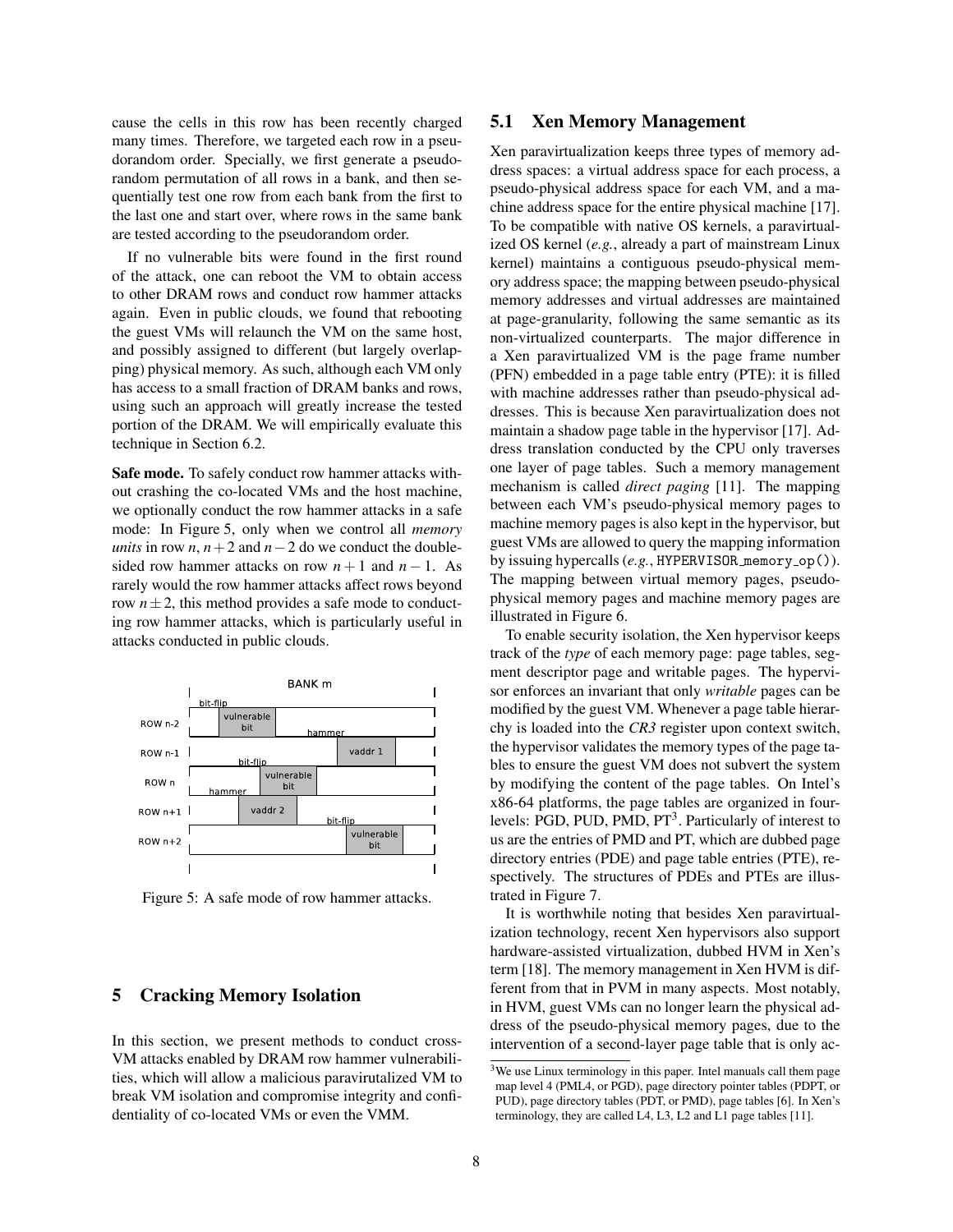cause the cells in this row has been recently charged many times. Therefore, we targeted each row in a pseudorandom order. Specially, we first generate a pseudorandom permutation of all rows in a bank, and then sequentially test one row from each bank from the first to the last one and start over, where rows in the same bank are tested according to the pseudorandom order.

If no vulnerable bits were found in the first round of the attack, one can reboot the VM to obtain access to other DRAM rows and conduct row hammer attacks again. Even in public clouds, we found that rebooting the guest VMs will relaunch the VM on the same host, and possibly assigned to different (but largely overlapping) physical memory. As such, although each VM only has access to a small fraction of DRAM banks and rows, using such an approach will greatly increase the tested portion of the DRAM. We will empirically evaluate this technique in Section 6.2.

**Safe mode.** To safely conduct row hammer attacks without crashing the co-located VMs and the host machine, we optionally conduct the row hammer attacks in a safe mode: In Figure 5, only when we control all *memory units* in row $n$, $n+2$ and $n-2$ do we conduct the double-sided row hammer attacks on row $n+1$ and $n-1$. As rarely would the row hammer attacks affect rows beyond row $n \pm 2$, this method provides a safe mode to conducting row hammer attacks, which is particularly useful in attacks conducted in public clouds.

Figure 5: A safe mode of row hammer attacks.

## 5 Cracking Memory Isolation

In this section, we present methods to conduct cross-VM attacks enabled by DRAM row hammer vulnerabilities, which will allow a malicious paravirutalized VM to break VM isolation and compromise integrity and confidentiality of co-located VMs or even the VMM.

### 5.1 Xen Memory Management

Xen paravirtualization keeps three types of memory address spaces: a virtual address space for each process, a pseudo-physical address space for each VM, and a machine address space for the entire physical machine [17]. To be compatible with native OS kernels, a paravirtualized OS kernel (*e.g.*, already a part of mainstream Linux kernel) maintains a contiguous pseudo-physical memory address space; the mapping between pseudo-physical memory addresses and virtual addresses are maintained at page-granularity, following the same semantic as its non-virtualized counterparts. The major difference in a Xen paravirtualized VM is the page frame number (PFN) embedded in a page table entry (PTE): it is filled with machine addresses rather than pseudo-physical addresses. This is because Xen paravirtualization does not maintain a shadow page table in the hypervisor [17]. Address translation conducted by the CPU only traverses one layer of page tables. Such a memory management mechanism is called *direct paging* [11]. The mapping between each VM's pseudo-physical memory pages to machine memory pages is also kept in the hypervisor, but guest VMs are allowed to query the mapping information by issuing hypercalls (*e.g.*, HYPERVISOR_memory_op()). The mapping between virtual memory pages, pseudo-physical memory pages and machine memory pages are illustrated in Figure 6.

To enable security isolation, the Xen hypervisor keeps track of the *type* of each memory page: page tables, segment descriptor page and writable pages. The hypervisor enforces an invariant that only *writable* pages can be modified by the guest VM. Whenever a page table hierarchy is loaded into the *CR3* register upon context switch, the hypervisor validates the memory types of the page tables to ensure the guest VM does not subvert the system by modifying the content of the page tables. On Intel's x86-64 platforms, the page tables are organized in four-levels: PGD, PUD, PMD, PT[3]. Particularly of interest to us are the entries of PMD and PT, which are dubbed page directory entries (PDE) and page table entries (PTE), respectively. The structures of PDEs and PTEs are illustrated in Figure 7.

It is worthwhile noting that besides Xen paravirtualization technology, recent Xen hypervisors also support hardware-assisted virtualization, dubbed HVM in Xen's term [18]. The memory management in Xen HVM is different from that in PVM in many aspects. Most notably, in HVM, guest VMs can no longer learn the physical address of the pseudo-physical memory pages, due to the intervention of a second-layer page table that is only ac-

[3] We use Linux terminology in this paper. Intel manuals call them page map level 4 (PML4, or PGD), page directory pointer tables (PDPT, or PUD), page directory tables (PDT, or PMD), page tables [6]. In Xen's terminology, they are called L4, L3, L2 and L1 page tables [11].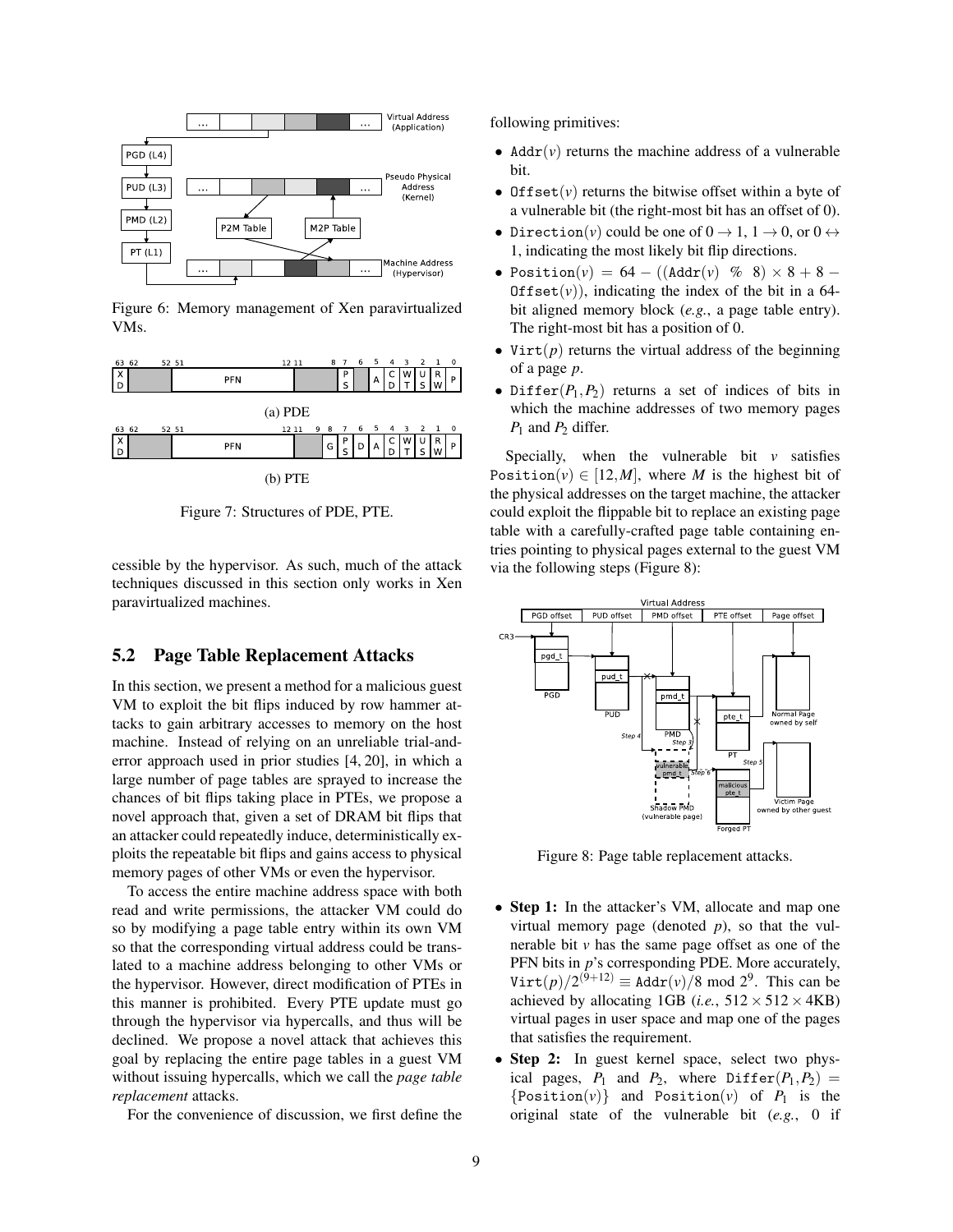Figure 6: Memory management of Xen paravirtualized VMs.

(a) PDE

(b) PTE

Figure 7: Structures of PDE, PTE.

cessible by the hypervisor. As such, much of the attack techniques discussed in this section only works in Xen paravirtualized machines.

## 5.2 Page Table Replacement Attacks

In this section, we present a method for a malicious guest VM to exploit the bit flips induced by row hammer attacks to gain arbitrary accesses to memory on the host machine. Instead of relying on an unreliable trial-and-error approach used in prior studies [4, 20], in which a large number of page tables are sprayed to increase the chances of bit flips taking place in PTEs, we propose a novel approach that, given a set of DRAM bit flips that an attacker could repeatedly induce, deterministically exploits the repeatable bit flips and gains access to physical memory pages of other VMs or even the hypervisor.

To access the entire machine address space with both read and write permissions, the attacker VM could do so by modifying a page table entry within its own VM so that the corresponding virtual address could be translated to a machine address belonging to other VMs or the hypervisor. However, direct modification of PTEs in this manner is prohibited. Every PTE update must go through the hypervisor via hypercalls, and thus will be declined. We propose a novel attack that achieves this goal by replacing the entire page tables in a guest VM without issuing hypercalls, which we call the *page table replacement* attacks.

For the convenience of discussion, we first define the following primitives:

- `Addr`$(v)$ returns the machine address of a vulnerable bit.
- `Offset`$(v)$ returns the bitwise offset within a byte of a vulnerable bit (the right-most bit has an offset of 0).
- `Direction`$(v)$ could be one of $0 \rightarrow 1$, $1 \rightarrow 0$, or $0 \leftrightarrow 1$, indicating the most likely bit flip directions.
- `Position`$(v) = 64 - ((\texttt{Addr}(v) \ \% \ 8) \times 8 + 8 - \texttt{Offset}(v))$, indicating the index of the bit in a 64-bit aligned memory block (*e.g.*, a page table entry). The right-most bit has a position of 0.
- `Virt`$(p)$ returns the virtual address of the beginning of a page $p$.
- `Differ`$(P_1, P_2)$ returns a set of indices of bits in which the machine addresses of two memory pages $P_1$ and $P_2$ differ.

Specially, when the vulnerable bit $v$ satisfies `Position`$(v) \in [12, M]$, where $M$ is the highest bit of the physical addresses on the target machine, the attacker could exploit the flippable bit to replace an existing page table with a carefully-crafted page table containing entries pointing to physical pages external to the guest VM via the following steps (Figure 8):

Figure 8: Page table replacement attacks.

- **Step 1:** In the attacker's VM, allocate and map one virtual memory page (denoted $p$), so that the vulnerable bit $v$ has the same page offset as one of the PFN bits in $p$'s corresponding PDE. More accurately, $\texttt{Virt}(p)/2^{(9+12)} \equiv \texttt{Addr}(v)/8 \bmod 2^9$. This can be achieved by allocating 1GB (*i.e.*, $512 \times 512 \times 4$KB) virtual pages in user space and map one of the pages that satisfies the requirement.
- **Step 2:** In guest kernel space, select two physical pages, $P_1$ and $P_2$, where `Differ`$(P_1, P_2) = \{\texttt{Position}(v)\}$ and `Position`$(v)$ of $P_1$ is the original state of the vulnerable bit (*e.g.*, 0 if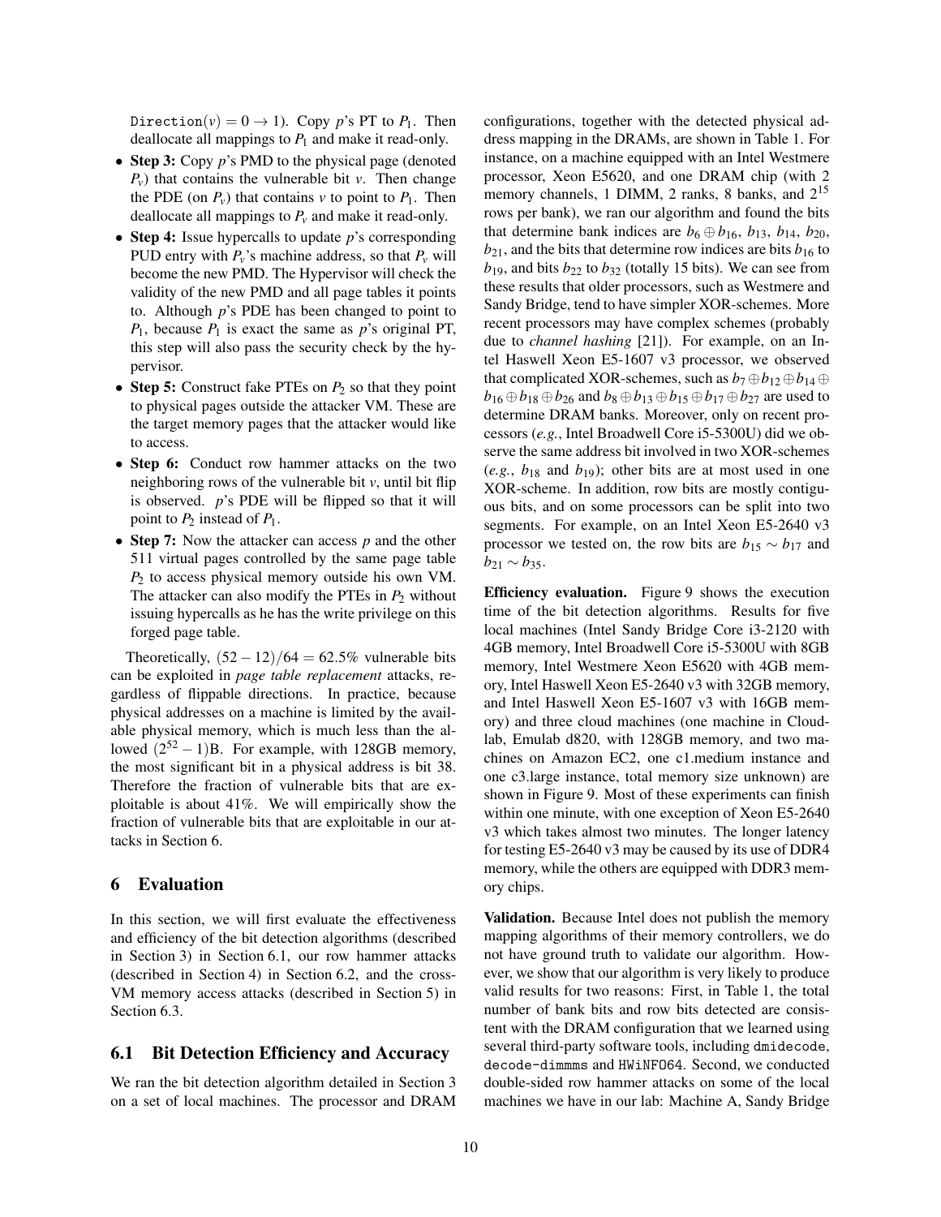Direction$(v) = 0 \rightarrow 1$). Copy $p$'s PT to $P_1$. Then deallocate all mappings to $P_1$ and make it read-only.

- **Step 3:** Copy $p$'s PMD to the physical page (denoted $P_v$) that contains the vulnerable bit $v$. Then change the PDE (on $P_v$) that contains $v$ to point to $P_1$. Then deallocate all mappings to $P_v$ and make it read-only.
- **Step 4:** Issue hypercalls to update $p$'s corresponding PUD entry with $P_v$'s machine address, so that $P_v$ will become the new PMD. The Hypervisor will check the validity of the new PMD and all page tables it points to. Although $p$'s PDE has been changed to point to $P_1$, because $P_1$ is exact the same as $p$'s original PT, this step will also pass the security check by the hypervisor.
- **Step 5:** Construct fake PTEs on $P_2$ so that they point to physical pages outside the attacker VM. These are the target memory pages that the attacker would like to access.
- **Step 6:** Conduct row hammer attacks on the two neighboring rows of the vulnerable bit $v$, until bit flip is observed. $p$'s PDE will be flipped so that it will point to $P_2$ instead of $P_1$.
- **Step 7:** Now the attacker can access $p$ and the other 511 virtual pages controlled by the same page table $P_2$ to access physical memory outside his own VM. The attacker can also modify the PTEs in $P_2$ without issuing hypercalls as he has the write privilege on this forged page table.

Theoretically, $(52-12)/64 = 62.5\%$ vulnerable bits can be exploited in *page table replacement* attacks, regardless of flippable directions. In practice, because physical addresses on a machine is limited by the available physical memory, which is much less than the allowed $(2^{52}-1)$B. For example, with 128GB memory, the most significant bit in a physical address is bit 38. Therefore the fraction of vulnerable bits that are exploitable is about 41%. We will empirically show the fraction of vulnerable bits that are exploitable in our attacks in Section 6.

# 6 Evaluation

In this section, we will first evaluate the effectiveness and efficiency of the bit detection algorithms (described in Section 3) in Section 6.1, our row hammer attacks (described in Section 4) in Section 6.2, and the cross-VM memory access attacks (described in Section 5) in Section 6.3.

## 6.1 Bit Detection Efficiency and Accuracy

We ran the bit detection algorithm detailed in Section 3 on a set of local machines. The processor and DRAM configurations, together with the detected physical address mapping in the DRAMs, are shown in Table 1. For instance, on a machine equipped with an Intel Westmere processor, Xeon E5620, and one DRAM chip (with 2 memory channels, 1 DIMM, 2 ranks, 8 banks, and $2^{15}$ rows per bank), we ran our algorithm and found the bits that determine bank indices are $b_6 \oplus b_{16}$, $b_{13}$, $b_{14}$, $b_{20}$, $b_{21}$, and the bits that determine row indices are bits $b_{16}$ to $b_{19}$, and bits $b_{22}$ to $b_{32}$ (totally 15 bits). We can see from these results that older processors, such as Westmere and Sandy Bridge, tend to have simpler XOR-schemes. More recent processors may have complex schemes (probably due to *channel hashing* [21]). For example, on an Intel Haswell Xeon E5-1607 v3 processor, we observed that complicated XOR-schemes, such as $b_7 \oplus b_{12} \oplus b_{14} \oplus b_{16} \oplus b_{18} \oplus b_{26}$ and $b_8 \oplus b_{13} \oplus b_{15} \oplus b_{17} \oplus b_{27}$ are used to determine DRAM banks. Moreover, only on recent processors (*e.g.*, Intel Broadwell Core i5-5300U) did we observe the same address bit involved in two XOR-schemes (*e.g.*, $b_{18}$ and $b_{19}$); other bits are at most used in one XOR-scheme. In addition, row bits are mostly contiguous bits, and on some processors can be split into two segments. For example, on an Intel Xeon E5-2640 v3 processor we tested on, the row bits are $b_{15} \sim b_{17}$ and $b_{21} \sim b_{35}$.

**Efficiency evaluation.** Figure 9 shows the execution time of the bit detection algorithms. Results for five local machines (Intel Sandy Bridge Core i3-2120 with 4GB memory, Intel Broadwell Core i5-5300U with 8GB memory, Intel Westmere Xeon E5620 with 4GB memory, Intel Haswell Xeon E5-2640 v3 with 32GB memory, and Intel Haswell Xeon E5-1607 v3 with 16GB memory) and three cloud machines (one machine in Cloudlab, Emulab d820, with 128GB memory, and two machines on Amazon EC2, one c1.medium instance and one c3.large instance, total memory size unknown) are shown in Figure 9. Most of these experiments can finish within one minute, with one exception of Xeon E5-2640 v3 which takes almost two minutes. The longer latency for testing E5-2640 v3 may be caused by its use of DDR4 memory, while the others are equipped with DDR3 memory chips.

**Validation.** Because Intel does not publish the memory mapping algorithms of their memory controllers, we do not have ground truth to validate our algorithm. However, we show that our algorithm is very likely to produce valid results for two reasons: First, in Table 1, the total number of bank bits and row bits detected are consistent with the DRAM configuration that we learned using several third-party software tools, including `dmidecode`, `decode-dimmms` and `HWiNFO64`. Second, we conducted double-sided row hammer attacks on some of the local machines we have in our lab: Machine A, Sandy Bridge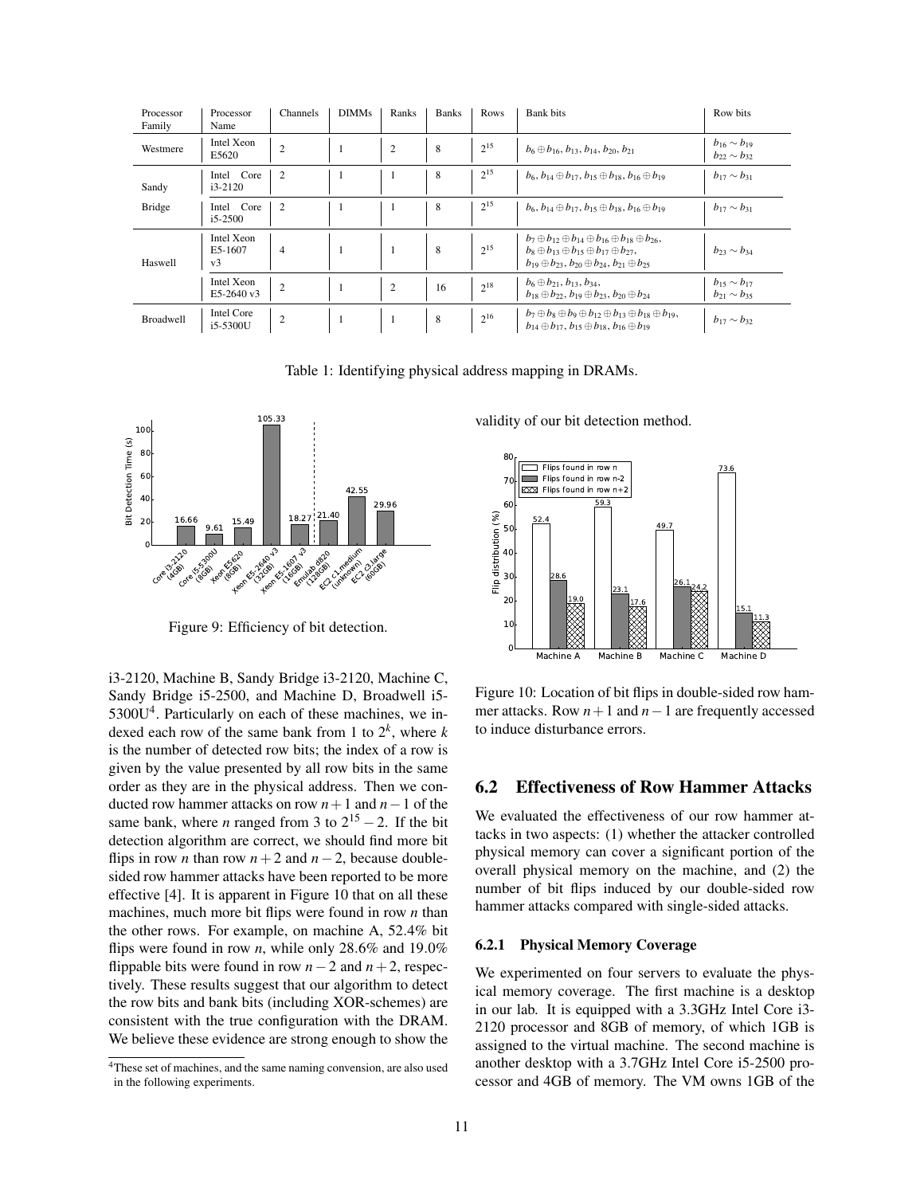| Processor Family | Processor Name | Channels | DIMMs | Ranks | Banks | Rows | Bank bits | Row bits |
|---|---|---|---|---|---|---|---|---|
| Westmere | Intel Xeon E5620 | 2 | 1 | 2 | 8 | $2^{15}$ | $b_6 \oplus b_{16}, b_{13}, b_{14}, b_{20}, b_{21}$ | $b_{16} \sim b_{19}$ $b_{22} \sim b_{32}$ |
| Sandy Bridge | Intel Core i3-2120 | 2 | 1 | 1 | 8 | $2^{15}$ | $b_6, b_{14} \oplus b_{17}, b_{15} \oplus b_{18}, b_{16} \oplus b_{19}$ | $b_{17} \sim b_{31}$ |
| | Intel Core i5-2500 | 2 | 1 | 1 | 8 | $2^{15}$ | $b_6, b_{14} \oplus b_{17}, b_{15} \oplus b_{18}, b_{16} \oplus b_{19}$ | $b_{17} \sim b_{31}$ |
| Haswell | Intel Xeon E5-1607 v3 | 4 | 1 | 1 | 8 | $2^{15}$ | $b_7 \oplus b_{12} \oplus b_{14} \oplus b_{16} \oplus b_{18} \oplus b_{26}$, $b_8 \oplus b_{13} \oplus b_{15} \oplus b_{17} \oplus b_{27}$, $b_{19} \oplus b_{23}, b_{20} \oplus b_{24}, b_{21} \oplus b_{25}$ | $b_{23} \sim b_{34}$ |
| | Intel Xeon E5-2640 v3 | 2 | 1 | 2 | 16 | $2^{18}$ | $b_6 \oplus b_{21}, b_{13}, b_{34}$, $b_{18} \oplus b_{22}, b_{19} \oplus b_{23}, b_{20} \oplus b_{24}$ | $b_{15} \sim b_{17}$ $b_{21} \sim b_{35}$ |
| Broadwell | Intel Core i5-5300U | 2 | 1 | 1 | 8 | $2^{16}$ | $b_7 \oplus b_8 \oplus b_9 \oplus b_{12} \oplus b_{13} \oplus b_{18} \oplus b_{19}$, $b_{14} \oplus b_{17}, b_{15} \oplus b_{18}, b_{16} \oplus b_{19}$ | $b_{17} \sim b_{32}$ |

Table 1: Identifying physical address mapping in DRAMs.

Figure 9: Efficiency of bit detection.

i3-2120, Machine B, Sandy Bridge i3-2120, Machine C, Sandy Bridge i5-2500, and Machine D, Broadwell i5-5300U[4]. Particularly on each of these machines, we indexed each row of the same bank from 1 to $2^k$, where $k$ is the number of detected row bits; the index of a row is given by the value presented by all row bits in the same order as they are in the physical address. Then we conducted row hammer attacks on row $n+1$ and $n-1$ of the same bank, where $n$ ranged from 3 to $2^{15}-2$. If the bit detection algorithm are correct, we should find more bit flips in row $n$ than row $n+2$ and $n-2$, because double-sided row hammer attacks have been reported to be more effective [4]. It is apparent in Figure 10 that on all these machines, much more bit flips were found in row $n$ than the other rows. For example, on machine A, 52.4% bit flips were found in row $n$, while only 28.6% and 19.0% flippable bits were found in row $n-2$ and $n+2$, respectively. These results suggest that our algorithm to detect the row bits and bank bits (including XOR-schemes) are consistent with the true configuration with the DRAM. We believe these evidence are strong enough to show the validity of our bit detection method.

[4]These set of machines, and the same naming convension, are also used in the following experiments.

Figure 10: Location of bit flips in double-sided row hammer attacks. Row $n+1$ and $n-1$ are frequently accessed to induce disturbance errors.

## 6.2 Effectiveness of Row Hammer Attacks

We evaluated the effectiveness of our row hammer attacks in two aspects: (1) whether the attacker controlled physical memory can cover a significant portion of the overall physical memory on the machine, and (2) the number of bit flips induced by our double-sided row hammer attacks compared with single-sided attacks.

### 6.2.1 Physical Memory Coverage

We experimented on four servers to evaluate the physical memory coverage. The first machine is a desktop in our lab. It is equipped with a 3.3GHz Intel Core i3-2120 processor and 8GB of memory, of which 1GB is assigned to the virtual machine. The second machine is another desktop with a 3.7GHz Intel Core i5-2500 processor and 4GB of memory. The VM owns 1GB of the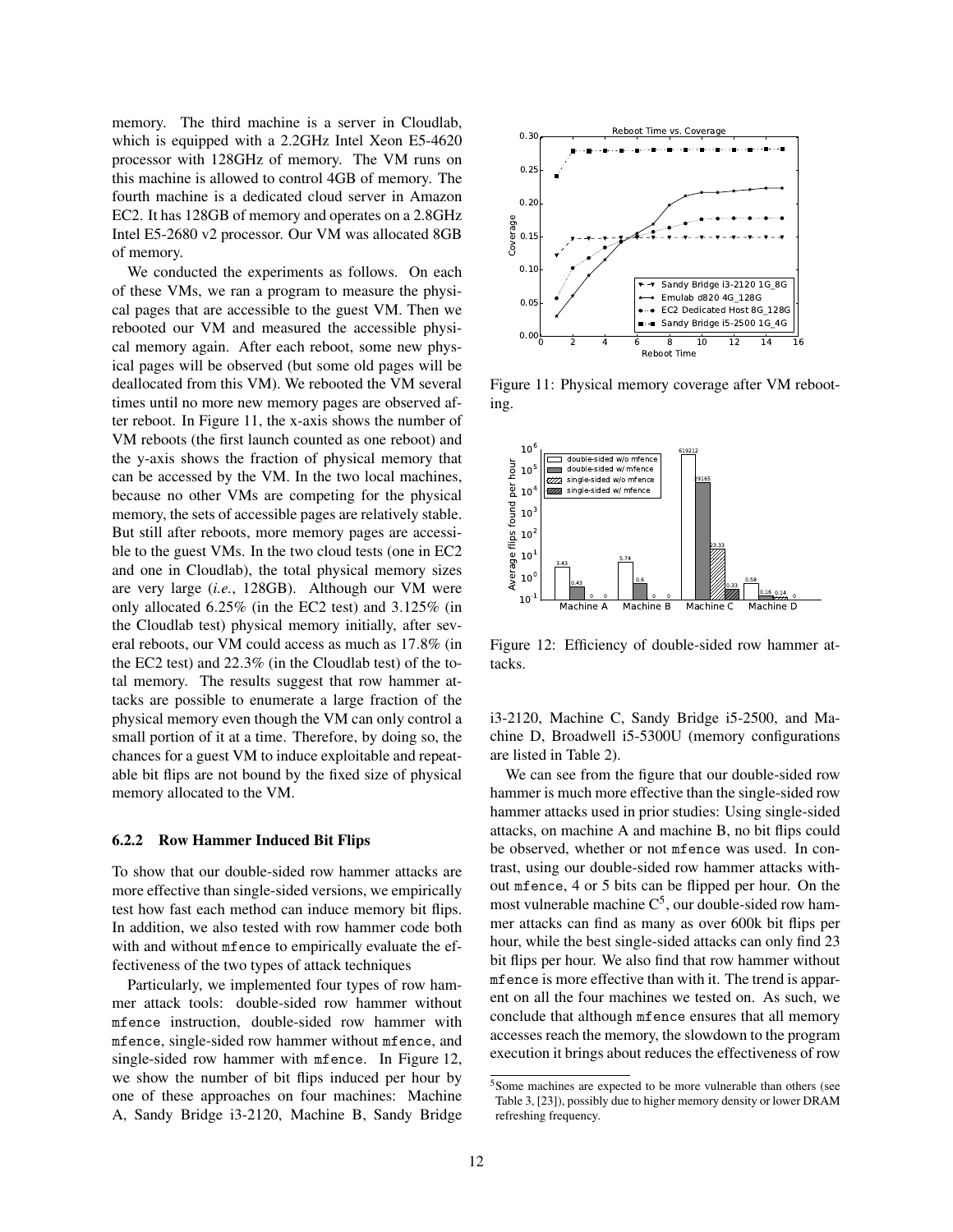memory. The third machine is a server in Cloudlab, which is equipped with a 2.2GHz Intel Xeon E5-4620 processor with 128GHz of memory. The VM runs on this machine is allowed to control 4GB of memory. The fourth machine is a dedicated cloud server in Amazon EC2. It has 128GB of memory and operates on a 2.8GHz Intel E5-2680 v2 processor. Our VM was allocated 8GB of memory.

We conducted the experiments as follows. On each of these VMs, we ran a program to measure the physical pages that are accessible to the guest VM. Then we rebooted our VM and measured the accessible physical memory again. After each reboot, some new physical pages will be observed (but some old pages will be deallocated from this VM). We rebooted the VM several times until no more new memory pages are observed after reboot. In Figure 11, the x-axis shows the number of VM reboots (the first launch counted as one reboot) and the y-axis shows the fraction of physical memory that can be accessed by the VM. In the two local machines, because no other VMs are competing for the physical memory, the sets of accessible pages are relatively stable. But still after reboots, more memory pages are accessible to the guest VMs. In the two cloud tests (one in EC2 and one in Cloudlab), the total physical memory sizes are very large (*i.e.*, 128GB). Although our VM were only allocated 6.25% (in the EC2 test) and 3.125% (in the Cloudlab test) physical memory initially, after several reboots, our VM could access as much as 17.8% (in the EC2 test) and 22.3% (in the Cloudlab test) of the total memory. The results suggest that row hammer attacks are possible to enumerate a large fraction of the physical memory even though the VM can only control a small portion of it at a time. Therefore, by doing so, the chances for a guest VM to induce exploitable and repeatable bit flips are not bound by the fixed size of physical memory allocated to the VM.

Figure 11: Physical memory coverage after VM rebooting.

Figure 12: Efficiency of double-sided row hammer attacks.

### 6.2.2 Row Hammer Induced Bit Flips

To show that our double-sided row hammer attacks are more effective than single-sided versions, we empirically test how fast each method can induce memory bit flips. In addition, we also tested with row hammer code both with and without `mfence` to empirically evaluate the effectiveness of the two types of attack techniques

Particularly, we implemented four types of row hammer attack tools: double-sided row hammer without `mfence` instruction, double-sided row hammer with `mfence`, single-sided row hammer without `mfence`, and single-sided row hammer with `mfence`. In Figure 12, we show the number of bit flips induced per hour by one of these approaches on four machines: Machine A, Sandy Bridge i3-2120, Machine B, Sandy Bridge i3-2120, Machine C, Sandy Bridge i5-2500, and Machine D, Broadwell i5-5300U (memory configurations are listed in Table 2).

We can see from the figure that our double-sided row hammer is much more effective than the single-sided row hammer attacks used in prior studies: Using single-sided attacks, on machine A and machine B, no bit flips could be observed, whether or not `mfence` was used. In contrast, using our double-sided row hammer attacks without `mfence`, 4 or 5 bits can be flipped per hour. On the most vulnerable machine C[5], our double-sided row hammer attacks can find as many as over 600k bit flips per hour, while the best single-sided attacks can only find 23 bit flips per hour. We also find that row hammer without `mfence` is more effective than with it. The trend is apparent on all the four machines we tested on. As such, we conclude that although `mfence` ensures that all memory accesses reach the memory, the slowdown to the program execution it brings about reduces the effectiveness of row

[5] Some machines are expected to be more vulnerable than others (see Table 3, [23]), possibly due to higher memory density or lower DRAM refreshing frequency.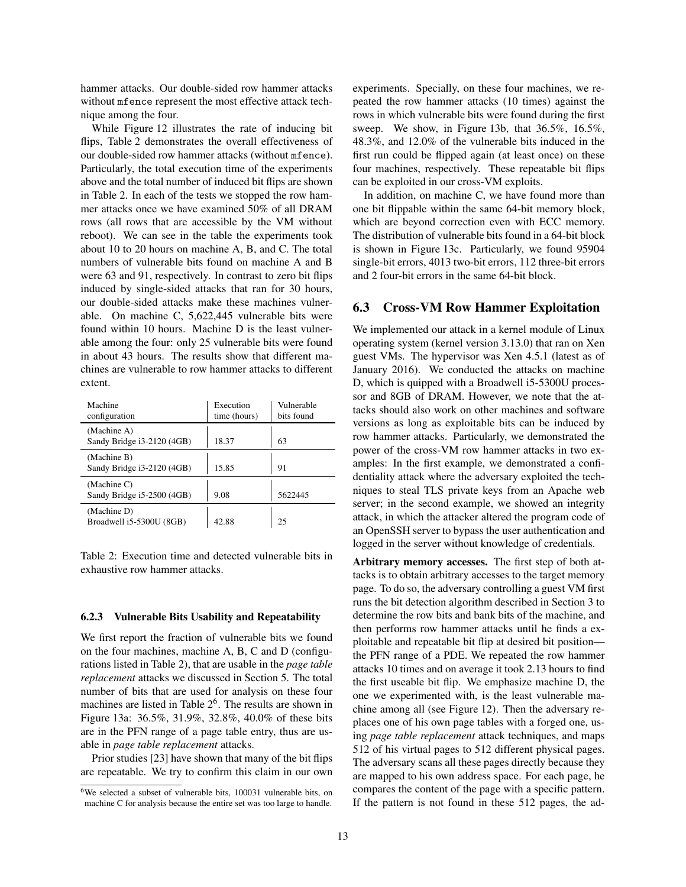hammer attacks. Our double-sided row hammer attacks without mfence represent the most effective attack technique among the four.

While Figure 12 illustrates the rate of inducing bit flips, Table 2 demonstrates the overall effectiveness of our double-sided row hammer attacks (without mfence). Particularly, the total execution time of the experiments above and the total number of induced bit flips are shown in Table 2. In each of the tests we stopped the row hammer attacks once we have examined 50% of all DRAM rows (all rows that are accessible by the VM without reboot). We can see in the table the experiments took about 10 to 20 hours on machine A, B, and C. The total numbers of vulnerable bits found on machine A and B were 63 and 91, respectively. In contrast to zero bit flips induced by single-sided attacks that ran for 30 hours, our double-sided attacks make these machines vulnerable. On machine C, 5,622,445 vulnerable bits were found within 10 hours. Machine D is the least vulnerable among the four: only 25 vulnerable bits were found in about 43 hours. The results show that different machines are vulnerable to row hammer attacks to different extent.

| Machine configuration | Execution time (hours) | Vulnerable bits found |
|---|---|---|
| (Machine A) Sandy Bridge i3-2120 (4GB) | 18.37 | 63 |
| (Machine B) Sandy Bridge i3-2120 (4GB) | 15.85 | 91 |
| (Machine C) Sandy Bridge i5-2500 (4GB) | 9.08 | 5622445 |
| (Machine D) Broadwell i5-5300U (8GB) | 42.88 | 25 |

Table 2: Execution time and detected vulnerable bits in exhaustive row hammer attacks.

#### 6.2.3 Vulnerable Bits Usability and Repeatability

We first report the fraction of vulnerable bits we found on the four machines, machine A, B, C and D (configurations listed in Table 2), that are usable in the *page table replacement* attacks we discussed in Section 5. The total number of bits that are used for analysis on these four machines are listed in Table 2[6]. The results are shown in Figure 13a: 36.5%, 31.9%, 32.8%, 40.0% of these bits are in the PFN range of a page table entry, thus are usable in *page table replacement* attacks.

Prior studies [23] have shown that many of the bit flips are repeatable. We try to confirm this claim in our own experiments. Specially, on these four machines, we repeated the row hammer attacks (10 times) against the rows in which vulnerable bits were found during the first sweep. We show, in Figure 13b, that 36.5%, 16.5%, 48.3%, and 12.0% of the vulnerable bits induced in the first run could be flipped again (at least once) on these four machines, respectively. These repeatable bit flips can be exploited in our cross-VM exploits.

In addition, on machine C, we have found more than one bit flippable within the same 64-bit memory block, which are beyond correction even with ECC memory. The distribution of vulnerable bits found in a 64-bit block is shown in Figure 13c. Particularly, we found 95904 single-bit errors, 4013 two-bit errors, 112 three-bit errors and 2 four-bit errors in the same 64-bit block.

### 6.3 Cross-VM Row Hammer Exploitation

We implemented our attack in a kernel module of Linux operating system (kernel version 3.13.0) that ran on Xen guest VMs. The hypervisor was Xen 4.5.1 (latest as of January 2016). We conducted the attacks on machine D, which is quipped with a Broadwell i5-5300U processor and 8GB of DRAM. However, we note that the attacks should also work on other machines and software versions as long as exploitable bits can be induced by row hammer attacks. Particularly, we demonstrated the power of the cross-VM row hammer attacks in two examples: In the first example, we demonstrated a confidentiality attack where the adversary exploited the techniques to steal TLS private keys from an Apache web server; in the second example, we showed an integrity attack, in which the attacker altered the program code of an OpenSSH server to bypass the user authentication and logged in the server without knowledge of credentials.

**Arbitrary memory accesses.** The first step of both attacks is to obtain arbitrary accesses to the target memory page. To do so, the adversary controlling a guest VM first runs the bit detection algorithm described in Section 3 to determine the row bits and bank bits of the machine, and then performs row hammer attacks until he finds a exploitable and repeatable bit flip at desired bit position—the PFN range of a PDE. We repeated the row hammer attacks 10 times and on average it took 2.13 hours to find the first useable bit flip. We emphasize machine D, the one we experimented with, is the least vulnerable machine among all (see Figure 12). Then the adversary replaces one of his own page tables with a forged one, using *page table replacement* attack techniques, and maps 512 of his virtual pages to 512 different physical pages. The adversary scans all these pages directly because they are mapped to his own address space. For each page, he compares the content of the page with a specific pattern. If the pattern is not found in these 512 pages, the ad-

[6] We selected a subset of vulnerable bits, 100031 vulnerable bits, on machine C for analysis because the entire set was too large to handle.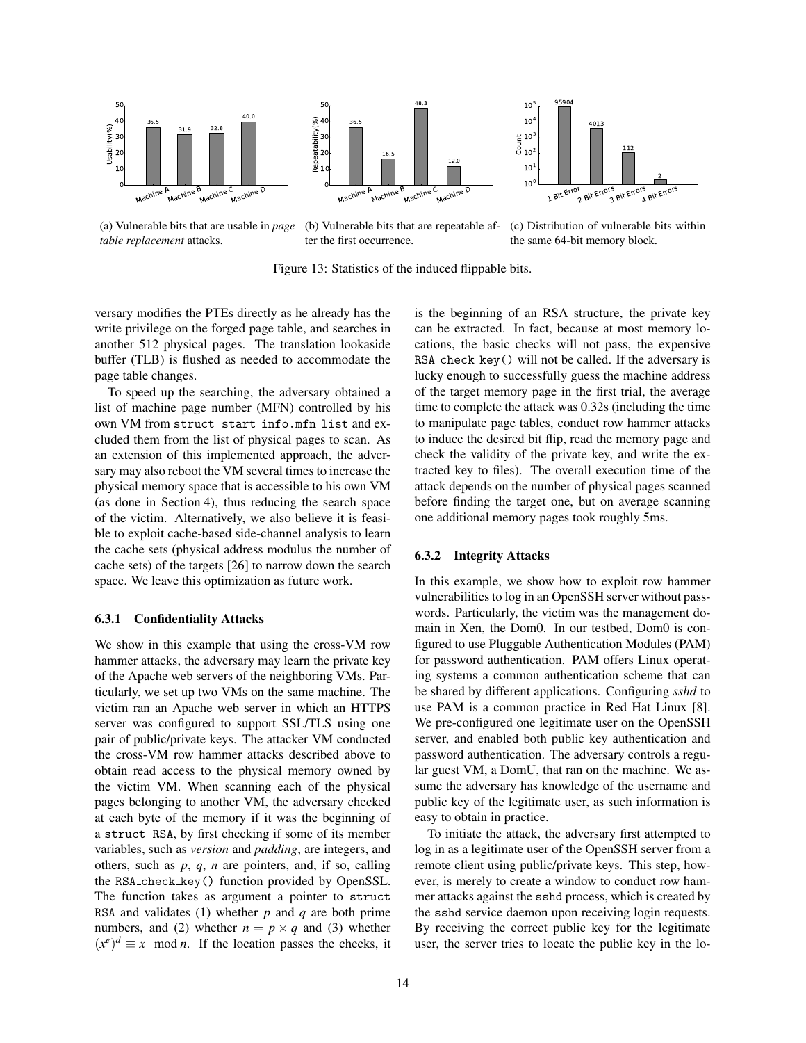(a) Vulnerable bits that are usable in *page table replacement* attacks.

(b) Vulnerable bits that are repeatable after the first occurrence.

(c) Distribution of vulnerable bits within the same 64-bit memory block.

Figure 13: Statistics of the induced flippable bits.

versary modifies the PTEs directly as he already has the write privilege on the forged page table, and searches in another 512 physical pages. The translation lookaside buffer (TLB) is flushed as needed to accommodate the page table changes.

To speed up the searching, the adversary obtained a list of machine page number (MFN) controlled by his own VM from `struct start_info.mfn_list` and excluded them from the list of physical pages to scan. As an extension of this implemented approach, the adversary may also reboot the VM several times to increase the physical memory space that is accessible to his own VM (as done in Section 4), thus reducing the search space of the victim. Alternatively, we also believe it is feasible to exploit cache-based side-channel analysis to learn the cache sets (physical address modulus the number of cache sets) of the targets [26] to narrow down the search space. We leave this optimization as future work.

### 6.3.1 Confidentiality Attacks

We show in this example that using the cross-VM row hammer attacks, the adversary may learn the private key of the Apache web servers of the neighboring VMs. Particularly, we set up two VMs on the same machine. The victim ran an Apache web server in which an HTTPS server was configured to support SSL/TLS using one pair of public/private keys. The attacker VM conducted the cross-VM row hammer attacks described above to obtain read access to the physical memory owned by the victim VM. When scanning each of the physical pages belonging to another VM, the adversary checked at each byte of the memory if it was the beginning of a `struct RSA`, by first checking if some of its member variables, such as *version* and *padding*, are integers, and others, such as $p$, $q$, $n$ are pointers, and, if so, calling the `RSA_check_key()` function provided by OpenSSL. The function takes as argument a pointer to `struct RSA` and validates (1) whether $p$ and $q$ are both prime numbers, and (2) whether $n = p \times q$ and (3) whether $(x^e)^d \equiv x \mod n$. If the location passes the checks, it is the beginning of an RSA structure, the private key can be extracted. In fact, because at most memory locations, the basic checks will not pass, the expensive `RSA_check_key()` will not be called. If the adversary is lucky enough to successfully guess the machine address of the target memory page in the first trial, the average time to complete the attack was 0.32s (including the time to manipulate page tables, conduct row hammer attacks to induce the desired bit flip, read the memory page and check the validity of the private key, and write the extracted key to files). The overall execution time of the attack depends on the number of physical pages scanned before finding the target one, but on average scanning one additional memory pages took roughly 5ms.

### 6.3.2 Integrity Attacks

In this example, we show how to exploit row hammer vulnerabilities to log in an OpenSSH server without passwords. Particularly, the victim was the management domain in Xen, the Dom0. In our testbed, Dom0 is configured to use Pluggable Authentication Modules (PAM) for password authentication. PAM offers Linux operating systems a common authentication scheme that can be shared by different applications. Configuring *sshd* to use PAM is a common practice in Red Hat Linux [8]. We pre-configured one legitimate user on the OpenSSH server, and enabled both public key authentication and password authentication. The adversary controls a regular guest VM, a DomU, that ran on the machine. We assume the adversary has knowledge of the username and public key of the legitimate user, as such information is easy to obtain in practice.

To initiate the attack, the adversary first attempted to log in as a legitimate user of the OpenSSH server from a remote client using public/private keys. This step, however, is merely to create a window to conduct row hammer attacks against the `sshd` process, which is created by the `sshd` service daemon upon receiving login requests. By receiving the correct public key for the legitimate user, the server tries to locate the public key in the lo-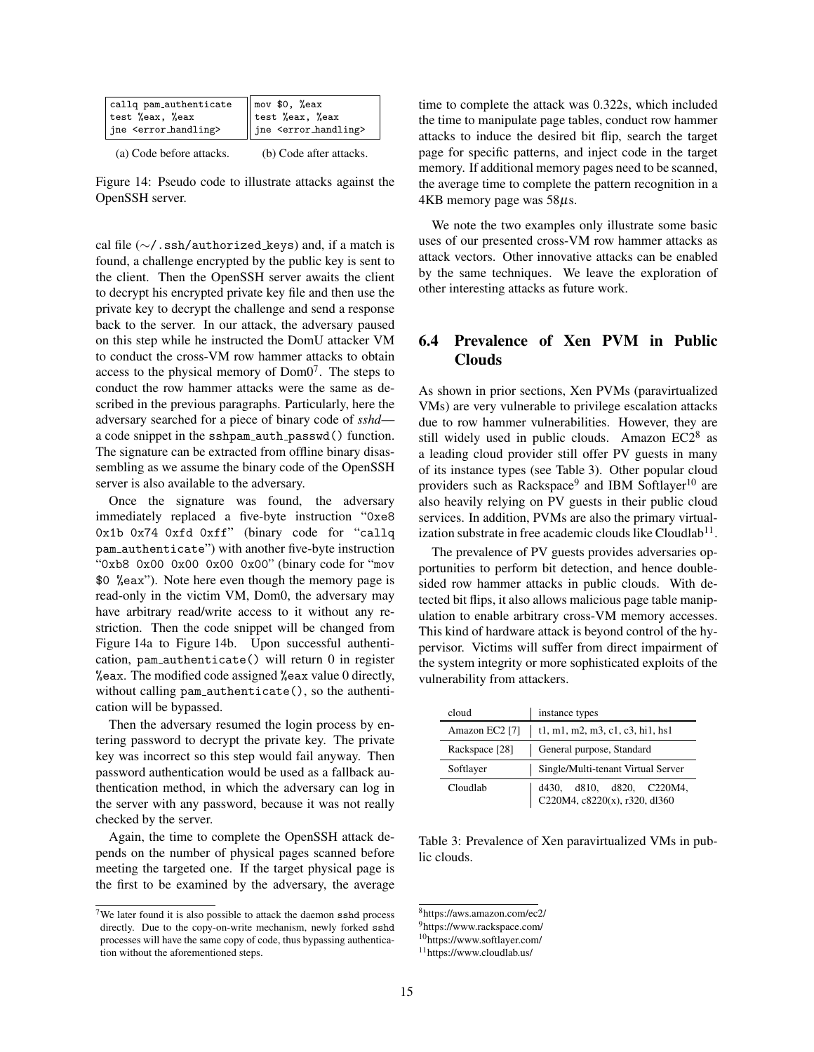```
callq pam_authenticate
test %eax, %eax
jne <error_handling>
```

(a) Code before attacks.

```
mov $0, %eax
test %eax, %eax
jne <error_handling>
```

(b) Code after attacks.

Figure 14: Pseudo code to illustrate attacks against the OpenSSH server.

cal file (∼/.ssh/authorized_keys) and, if a match is found, a challenge encrypted by the public key is sent to the client. Then the OpenSSH server awaits the client to decrypt his encrypted private key file and then use the private key to decrypt the challenge and send a response back to the server. In our attack, the adversary paused on this step while he instructed the DomU attacker VM to conduct the cross-VM row hammer attacks to obtain access to the physical memory of Dom0[7]. The steps to conduct the row hammer attacks were the same as described in the previous paragraphs. Particularly, here the adversary searched for a piece of binary code of *sshd*—a code snippet in the sshpam_auth_passwd() function. The signature can be extracted from offline binary disassembling as we assume the binary code of the OpenSSH server is also available to the adversary.

Once the signature was found, the adversary immediately replaced a five-byte instruction "0xe8 0x1b 0x74 0xfd 0xff" (binary code for "callq pam_authenticate") with another five-byte instruction "0xb8 0x00 0x00 0x00 0x00" (binary code for "mov $0 %eax"). Note here even though the memory page is read-only in the victim VM, Dom0, the adversary may have arbitrary read/write access to it without any restriction. Then the code snippet will be changed from Figure 14a to Figure 14b. Upon successful authentication, pam_authenticate() will return 0 in register %eax. The modified code assigned %eax value 0 directly, without calling pam_authenticate(), so the authentication will be bypassed.

Then the adversary resumed the login process by entering password to decrypt the private key. The private key was incorrect so this step would fail anyway. Then password authentication would be used as a fallback authentication method, in which the adversary can log in the server with any password, because it was not really checked by the server.

Again, the time to complete the OpenSSH attack depends on the number of physical pages scanned before meeting the targeted one. If the target physical page is the first to be examined by the adversary, the average time to complete the attack was 0.322s, which included the time to manipulate page tables, conduct row hammer attacks to induce the desired bit flip, search the target page for specific patterns, and inject code in the target memory. If additional memory pages need to be scanned, the average time to complete the pattern recognition in a 4KB memory page was 58$\mu$s.

We note the two examples only illustrate some basic uses of our presented cross-VM row hammer attacks as attack vectors. Other innovative attacks can be enabled by the same techniques. We leave the exploration of other interesting attacks as future work.

[7] We later found it is also possible to attack the daemon sshd process directly. Due to the copy-on-write mechanism, newly forked sshd processes will have the same copy of code, thus bypassing authentication without the aforementioned steps.

## 6.4 Prevalence of Xen PVM in Public Clouds

As shown in prior sections, Xen PVMs (paravirtualized VMs) are very vulnerable to privilege escalation attacks due to row hammer vulnerabilities. However, they are still widely used in public clouds. Amazon EC2[8] as a leading cloud provider still offer PV guests in many of its instance types (see Table 3). Other popular cloud providers such as Rackspace[9] and IBM Softlayer[10] are also heavily relying on PV guests in their public cloud services. In addition, PVMs are also the primary virtualization substrate in free academic clouds like Cloudlab[11].

The prevalence of PV guests provides adversaries opportunities to perform bit detection, and hence double-sided row hammer attacks in public clouds. With detected bit flips, it also allows malicious page table manipulation to enable arbitrary cross-VM memory accesses. This kind of hardware attack is beyond control of the hypervisor. Victims will suffer from direct impairment of the system integrity or more sophisticated exploits of the vulnerability from attackers.

| cloud | instance types |
|---|---|
| Amazon EC2 [7] | t1, m1, m2, m3, c1, c3, hi1, hs1 |
| Rackspace [28] | General purpose, Standard |
| Softlayer | Single/Multi-tenant Virtual Server |
| Cloudlab | d430, d810, d820, C220M4, C220M4, c8220(x), r320, dl360 |

Table 3: Prevalence of Xen paravirtualized VMs in public clouds.

[8] https://aws.amazon.com/ec2/

[9] https://www.rackspace.com/

[10] https://www.softlayer.com/

[11] https://www.cloudlab.us/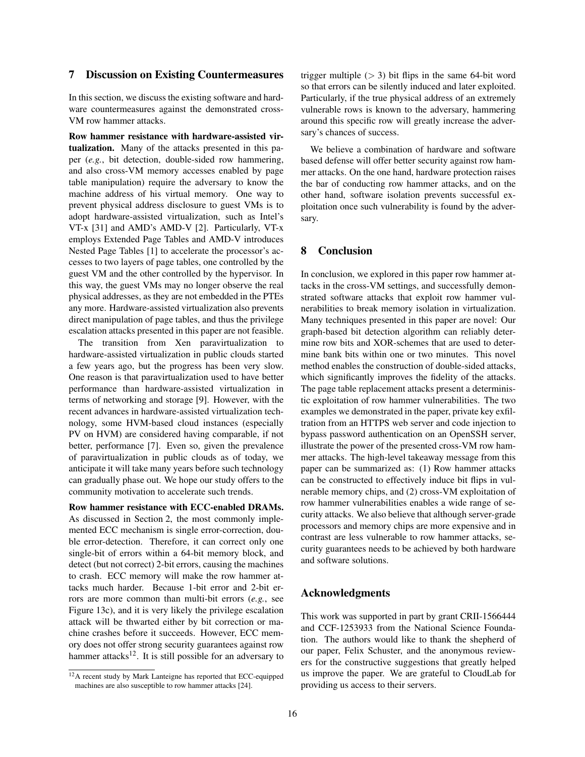## 7 Discussion on Existing Countermeasures

In this section, we discuss the existing software and hardware countermeasures against the demonstrated cross-VM row hammer attacks.

**Row hammer resistance with hardware-assisted virtualization.** Many of the attacks presented in this paper (*e.g.*, bit detection, double-sided row hammering, and also cross-VM memory accesses enabled by page table manipulation) require the adversary to know the machine address of his virtual memory. One way to prevent physical address disclosure to guest VMs is to adopt hardware-assisted virtualization, such as Intel's VT-x [31] and AMD's AMD-V [2]. Particularly, VT-x employs Extended Page Tables and AMD-V introduces Nested Page Tables [1] to accelerate the processor's accesses to two layers of page tables, one controlled by the guest VM and the other controlled by the hypervisor. In this way, the guest VMs may no longer observe the real physical addresses, as they are not embedded in the PTEs any more. Hardware-assisted virtualization also prevents direct manipulation of page tables, and thus the privilege escalation attacks presented in this paper are not feasible.

The transition from Xen paravirtualization to hardware-assisted virtualization in public clouds started a few years ago, but the progress has been very slow. One reason is that paravirtualization used to have better performance than hardware-assisted virtualization in terms of networking and storage [9]. However, with the recent advances in hardware-assisted virtualization technology, some HVM-based cloud instances (especially PV on HVM) are considered having comparable, if not better, performance [7]. Even so, given the prevalence of paravirtualization in public clouds as of today, we anticipate it will take many years before such technology can gradually phase out. We hope our study offers to the community motivation to accelerate such trends.

**Row hammer resistance with ECC-enabled DRAMs.** As discussed in Section 2, the most commonly implemented ECC mechanism is single error-correction, double error-detection. Therefore, it can correct only one single-bit of errors within a 64-bit memory block, and detect (but not correct) 2-bit errors, causing the machines to crash. ECC memory will make the row hammer attacks much harder. Because 1-bit error and 2-bit errors are more common than multi-bit errors (*e.g.*, see Figure 13c), and it is very likely the privilege escalation attack will be thwarted either by bit correction or machine crashes before it succeeds. However, ECC memory does not offer strong security guarantees against row hammer attacks[12]. It is still possible for an adversary to trigger multiple ($> 3$) bit flips in the same 64-bit word so that errors can be silently induced and later exploited. Particularly, if the true physical address of an extremely vulnerable rows is known to the adversary, hammering around this specific row will greatly increase the adversary's chances of success.

We believe a combination of hardware and software based defense will offer better security against row hammer attacks. On the one hand, hardware protection raises the bar of conducting row hammer attacks, and on the other hand, software isolation prevents successful exploitation once such vulnerability is found by the adversary.

## 8 Conclusion

In conclusion, we explored in this paper row hammer attacks in the cross-VM settings, and successfully demonstrated software attacks that exploit row hammer vulnerabilities to break memory isolation in virtualization. Many techniques presented in this paper are novel: Our graph-based bit detection algorithm can reliably determine row bits and XOR-schemes that are used to determine bank bits within one or two minutes. This novel method enables the construction of double-sided attacks, which significantly improves the fidelity of the attacks. The page table replacement attacks present a deterministic exploitation of row hammer vulnerabilities. The two examples we demonstrated in the paper, private key exfiltration from an HTTPS web server and code injection to bypass password authentication on an OpenSSH server, illustrate the power of the presented cross-VM row hammer attacks. The high-level takeaway message from this paper can be summarized as: (1) Row hammer attacks can be constructed to effectively induce bit flips in vulnerable memory chips, and (2) cross-VM exploitation of row hammer vulnerabilities enables a wide range of security attacks. We also believe that although server-grade processors and memory chips are more expensive and in contrast are less vulnerable to row hammer attacks, security guarantees needs to be achieved by both hardware and software solutions.

## Acknowledgments

This work was supported in part by grant CRII-1566444 and CCF-1253933 from the National Science Foundation. The authors would like to thank the shepherd of our paper, Felix Schuster, and the anonymous reviewers for the constructive suggestions that greatly helped us improve the paper. We are grateful to CloudLab for providing us access to their servers.

---

[12] A recent study by Mark Lanteigne has reported that ECC-equipped machines are also susceptible to row hammer attacks [24].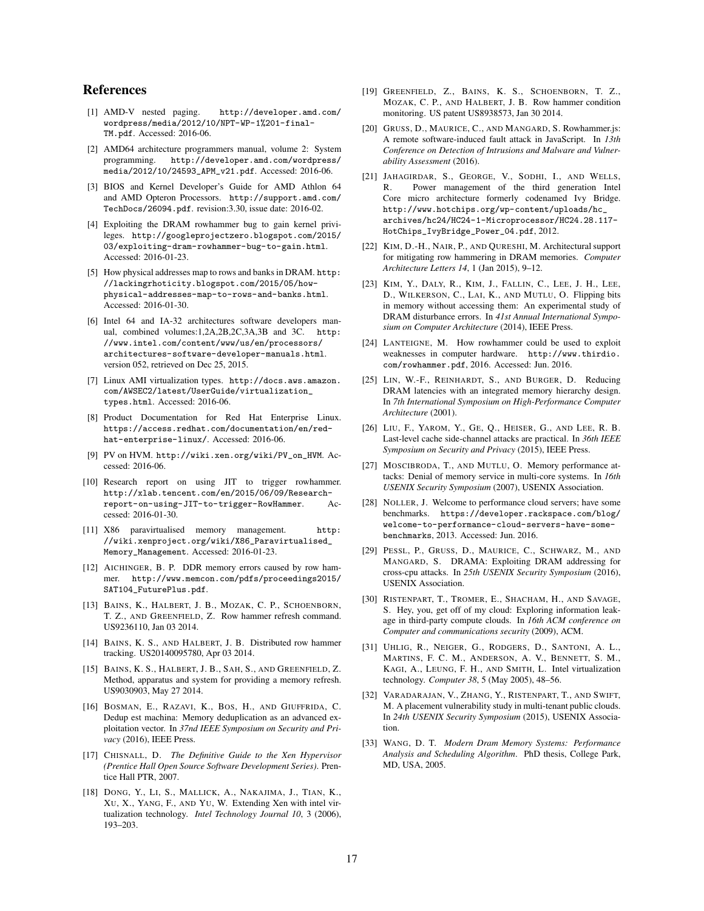## References

[1] AMD-V nested paging. http://developer.amd.com/wordpress/media/2012/10/NPT-WP-1%201-final-TM.pdf. Accessed: 2016-06.

[2] AMD64 architecture programmers manual, volume 2: System programming. http://developer.amd.com/wordpress/media/2012/10/24593_APM_v21.pdf. Accessed: 2016-06.

[3] BIOS and Kernel Developer's Guide for AMD Athlon 64 and AMD Opteron Processors. http://support.amd.com/TechDocs/26094.pdf. revision:3.30, issue date: 2016-02.

[4] Exploiting the DRAM rowhammer bug to gain kernel privileges. http://googleprojectzero.blogspot.com/2015/03/exploiting-dram-rowhammer-bug-to-gain.html. Accessed: 2016-01-23.

[5] How physical addresses map to rows and banks in DRAM. http://lackingrhoticity.blogspot.com/2015/05/how-physical-addresses-map-to-rows-and-banks.html. Accessed: 2016-01-30.

[6] Intel 64 and IA-32 architectures software developers manual, combined volumes:1,2A,2B,2C,3A,3B and 3C. http://www.intel.com/content/www/us/en/processors/architectures-software-developer-manuals.html. version 052, retrieved on Dec 25, 2015.

[7] Linux AMI virtualization types. http://docs.aws.amazon.com/AWSEC2/latest/UserGuide/virtualization_types.html. Accessed: 2016-06.

[8] Product Documentation for Red Hat Enterprise Linux. https://access.redhat.com/documentation/en/red-hat-enterprise-linux/. Accessed: 2016-06.

[9] PV on HVM. http://wiki.xen.org/wiki/PV_on_HVM. Accessed: 2016-06.

[10] Research report on using JIT to trigger rowhammer. http://xlab.tencent.com/en/2015/06/09/Research-report-on-using-JIT-to-trigger-RowHammer. Accessed: 2016-01-30.

[11] X86 paravirtualised memory management. http://wiki.xenproject.org/wiki/X86_Paravirtualised_Memory_Management. Accessed: 2016-01-23.

[12] AICHINGER, B. P. DDR memory errors caused by row hammer. http://www.memcon.com/pdfs/proceedings2015/SAT104_FuturePlus.pdf.

[13] BAINS, K., HALBERT, J. B., MOZAK, C. P., SCHOENBORN, T. Z., AND GREENFIELD, Z. Row hammer refresh command. US9236110, Jan 03 2014.

[14] BAINS, K. S., AND HALBERT, J. B. Distributed row hammer tracking. US20140095780, Apr 03 2014.

[15] BAINS, K. S., HALBERT, J. B., SAH, S., AND GREENFIELD, Z. Method, apparatus and system for providing a memory refresh. US9030903, May 27 2014.

[16] BOSMAN, E., RAZAVI, K., BOS, H., AND GIUFFRIDA, C. Dedup est machina: Memory deduplication as an advanced exploitation vector. In *37nd IEEE Symposium on Security and Privacy* (2016), IEEE Press.

[17] CHISNALL, D. *The Definitive Guide to the Xen Hypervisor (Prentice Hall Open Source Software Development Series)*. Prentice Hall PTR, 2007.

[18] DONG, Y., LI, S., MALLICK, A., NAKAJIMA, J., TIAN, K., XU, X., YANG, F., AND YU, W. Extending Xen with intel virtualization technology. *Intel Technology Journal 10*, 3 (2006), 193–203.

[19] GREENFIELD, Z., BAINS, K. S., SCHOENBORN, T. Z., MOZAK, C. P., AND HALBERT, J. B. Row hammer condition monitoring. US patent US8938573, Jan 30 2014.

[20] GRUSS, D., MAURICE, C., AND MANGARD, S. Rowhammer.js: A remote software-induced fault attack in JavaScript. In *13th Conference on Detection of Intrusions and Malware and Vulnerability Assessment* (2016).

[21] JAHAGIRDAR, S., GEORGE, V., SODHI, I., AND WELLS, R. Power management of the third generation Intel Core micro architecture formerly codenamed Ivy Bridge. http://www.hotchips.org/wp-content/uploads/hc_archives/hc24/HC24-1-Microprocessor/HC24.28.117-HotChips_IvyBridge_Power_04.pdf, 2012.

[22] KIM, D.-H., NAIR, P., AND QURESHI, M. Architectural support for mitigating row hammering in DRAM memories. *Computer Architecture Letters 14*, 1 (Jan 2015), 9–12.

[23] KIM, Y., DALY, R., KIM, J., FALLIN, C., LEE, J. H., LEE, D., WILKERSON, C., LAI, K., AND MUTLU, O. Flipping bits in memory without accessing them: An experimental study of DRAM disturbance errors. In *41st Annual International Symposium on Computer Architecture* (2014), IEEE Press.

[24] LANTEIGNE, M. How rowhammer could be used to exploit weaknesses in computer hardware. http://www.thirdio.com/rowhammer.pdf, 2016. Accessed: Jun. 2016.

[25] LIN, W.-F., REINHARDT, S., AND BURGER, D. Reducing DRAM latencies with an integrated memory hierarchy design. In *7th International Symposium on High-Performance Computer Architecture* (2001).

[26] LIU, F., YAROM, Y., GE, Q., HEISER, G., AND LEE, R. B. Last-level cache side-channel attacks are practical. In *36th IEEE Symposium on Security and Privacy* (2015), IEEE Press.

[27] MOSCIBRODA, T., AND MUTLU, O. Memory performance attacks: Denial of memory service in multi-core systems. In *16th USENIX Security Symposium* (2007), USENIX Association.

[28] NOLLER, J. Welcome to performance cloud servers; have some benchmarks. https://developer.rackspace.com/blog/welcome-to-performance-cloud-servers-have-some-benchmarks, 2013. Accessed: Jun. 2016.

[29] PESSL, P., GRUSS, D., MAURICE, C., SCHWARZ, M., AND MANGARD, S. DRAMA: Exploiting DRAM addressing for cross-cpu attacks. In *25th USENIX Security Symposium* (2016), USENIX Association.

[30] RISTENPART, T., TROMER, E., SHACHAM, H., AND SAVAGE, S. Hey, you, get off of my cloud: Exploring information leakage in third-party compute clouds. In *16th ACM conference on Computer and communications security* (2009), ACM.

[31] UHLIG, R., NEIGER, G., RODGERS, D., SANTONI, A. L., MARTINS, F. C. M., ANDERSON, A. V., BENNETT, S. M., KAGI, A., LEUNG, F. H., AND SMITH, L. Intel virtualization technology. *Computer 38*, 5 (May 2005), 48–56.

[32] VARADARAJAN, V., ZHANG, Y., RISTENPART, T., AND SWIFT, M. A placement vulnerability study in multi-tenant public clouds. In *24th USENIX Security Symposium* (2015), USENIX Association.

[33] WANG, D. T. *Modern Dram Memory Systems: Performance Analysis and Scheduling Algorithm*. PhD thesis, College Park, MD, USA, 2005.